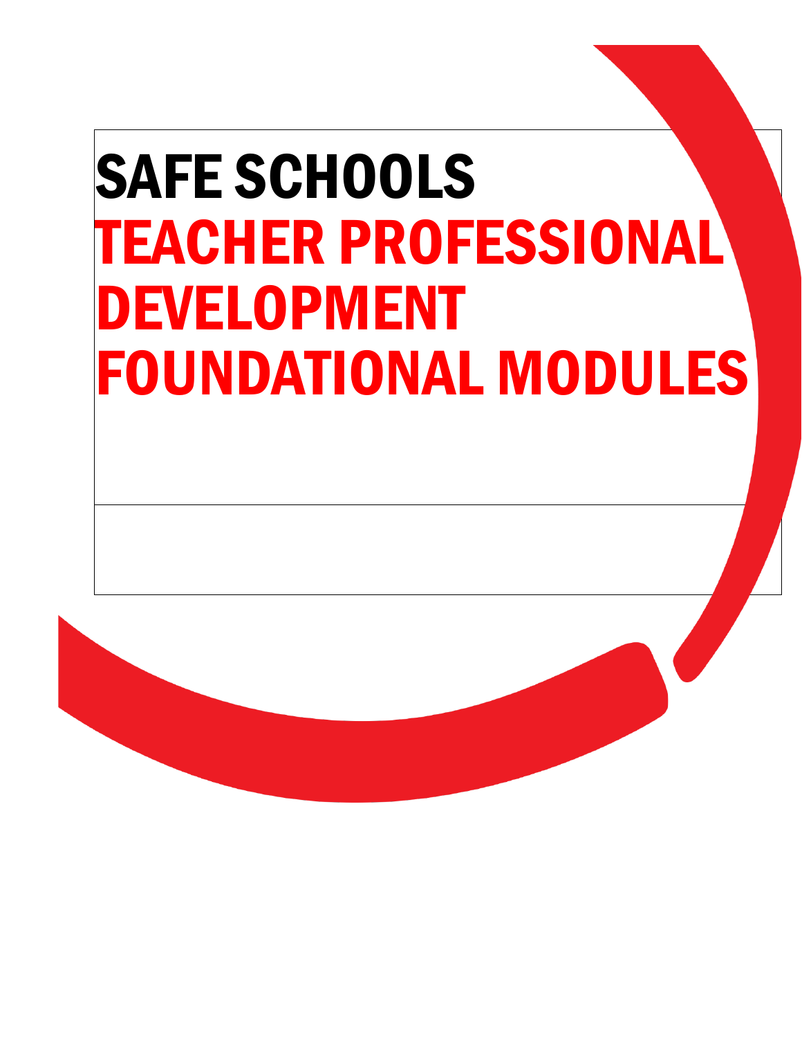# SAFE SCHOOLS

# TEACHER PROFESSIONAL DEVELOPMENT FOUNDATIONAL MODULES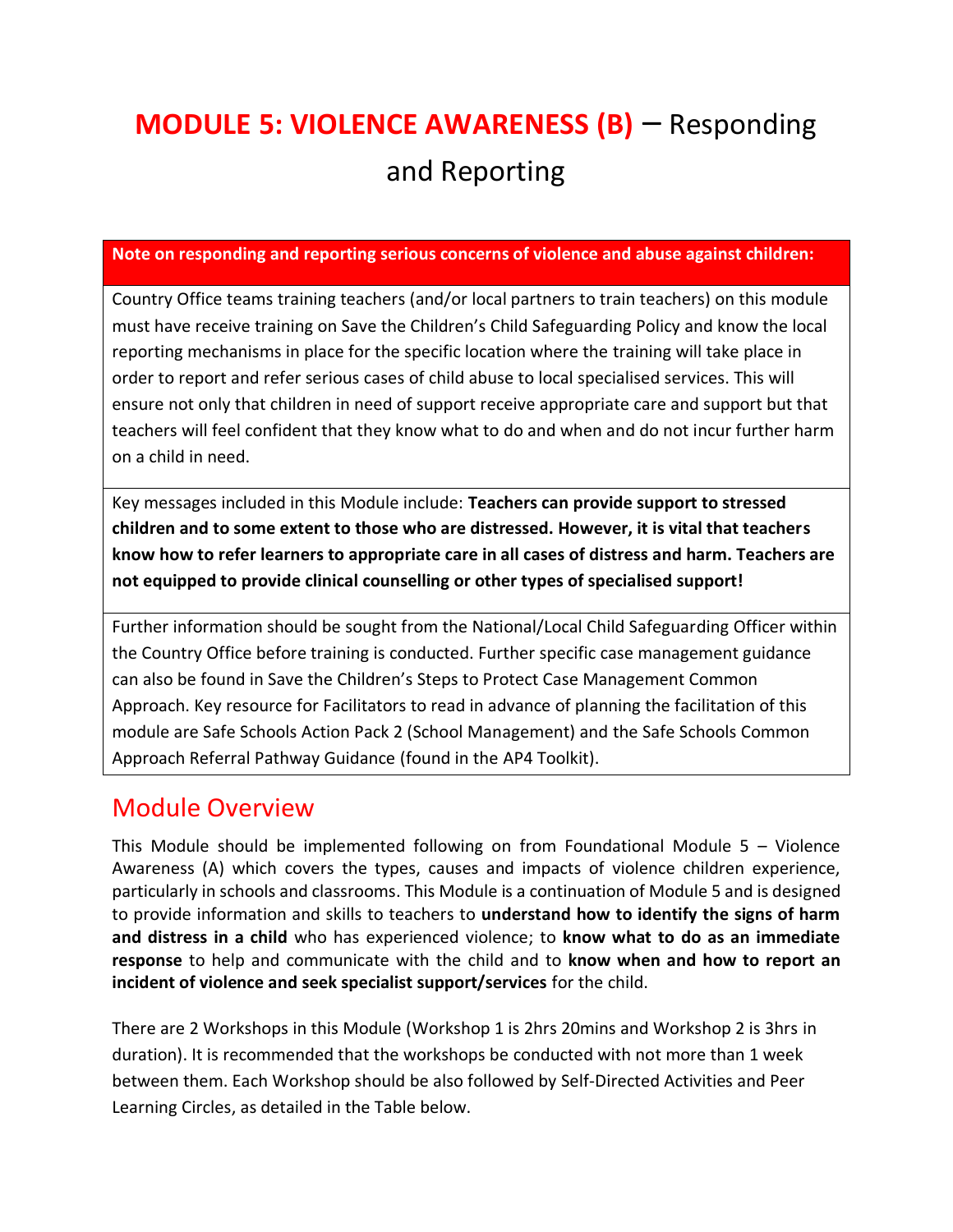# **MODULE 5: VIOLENCE AWARENESS (B)** – Responding and Reporting

| **Note on responding and reporting serious concerns of violence and abuse against children:** |
|---|
| Country Office teams training teachers (and/or local partners to train teachers) on this module must have receive training on Save the Children's Child Safeguarding Policy and know the local reporting mechanisms in place for the specific location where the training will take place in order to report and refer serious cases of child abuse to local specialised services. This will ensure not only that children in need of support receive appropriate care and support but that teachers will feel confident that they know what to do and when and do not incur further harm on a child in need. |
| Key messages included in this Module include: **Teachers can provide support to stressed children and to some extent to those who are distressed. However, it is vital that teachers know how to refer learners to appropriate care in all cases of distress and harm. Teachers are not equipped to provide clinical counselling or other types of specialised support!** |
| Further information should be sought from the National/Local Child Safeguarding Officer within the Country Office before training is conducted. Further specific case management guidance can also be found in Save the Children's Steps to Protect Case Management Common Approach. Key resource for Facilitators to read in advance of planning the facilitation of this module are Safe Schools Action Pack 2 (School Management) and the Safe Schools Common Approach Referral Pathway Guidance (found in the AP4 Toolkit). |

## Module Overview

This Module should be implemented following on from Foundational Module 5 – Violence Awareness (A) which covers the types, causes and impacts of violence children experience, particularly in schools and classrooms. This Module is a continuation of Module 5 and is designed to provide information and skills to teachers to **understand how to identify the signs of harm and distress in a child** who has experienced violence; to **know what to do as an immediate response** to help and communicate with the child and to **know when and how to report an incident of violence and seek specialist support/services** for the child.

There are 2 Workshops in this Module (Workshop 1 is 2hrs 20mins and Workshop 2 is 3hrs in duration). It is recommended that the workshops be conducted with not more than 1 week between them. Each Workshop should be also followed by Self-Directed Activities and Peer Learning Circles, as detailed in the Table below.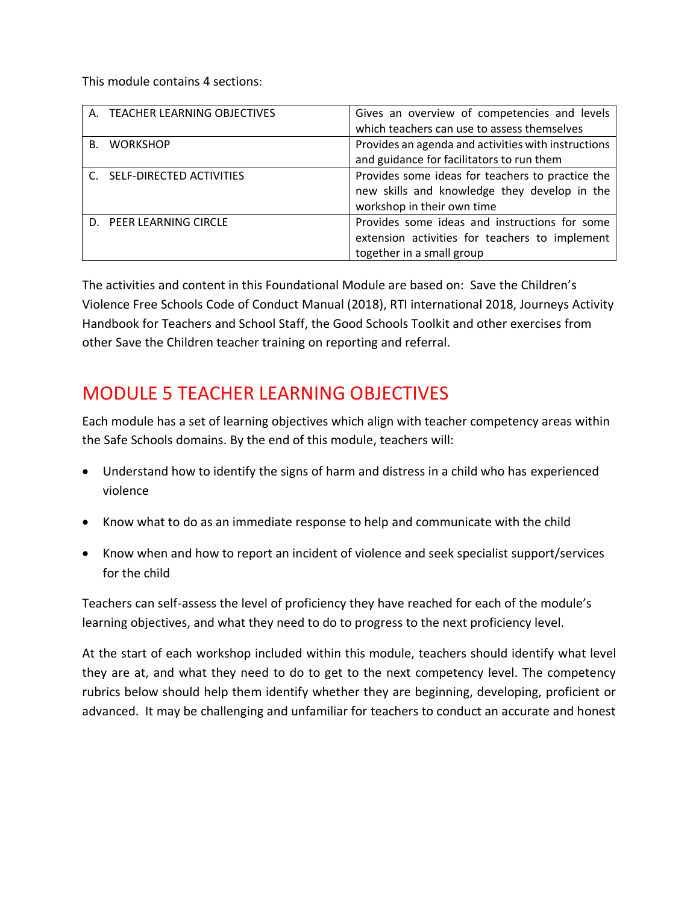This module contains 4 sections:

| | |
|---|---|
| A. TEACHER LEARNING OBJECTIVES | Gives an overview of competencies and levels which teachers can use to assess themselves |
| B. WORKSHOP | Provides an agenda and activities with instructions and guidance for facilitators to run them |
| C. SELF-DIRECTED ACTIVITIES | Provides some ideas for teachers to practice the new skills and knowledge they develop in the workshop in their own time |
| D. PEER LEARNING CIRCLE | Provides some ideas and instructions for some extension activities for teachers to implement together in a small group |

The activities and content in this Foundational Module are based on: Save the Children's Violence Free Schools Code of Conduct Manual (2018), RTI international 2018, Journeys Activity Handbook for Teachers and School Staff, the Good Schools Toolkit and other exercises from other Save the Children teacher training on reporting and referral.

# MODULE 5 TEACHER LEARNING OBJECTIVES

Each module has a set of learning objectives which align with teacher competency areas within the Safe Schools domains. By the end of this module, teachers will:

- Understand how to identify the signs of harm and distress in a child who has experienced violence
- Know what to do as an immediate response to help and communicate with the child
- Know when and how to report an incident of violence and seek specialist support/services for the child

Teachers can self-assess the level of proficiency they have reached for each of the module's learning objectives, and what they need to do to progress to the next proficiency level.

At the start of each workshop included within this module, teachers should identify what level they are at, and what they need to do to get to the next competency level. The competency rubrics below should help them identify whether they are beginning, developing, proficient or advanced. It may be challenging and unfamiliar for teachers to conduct an accurate and honest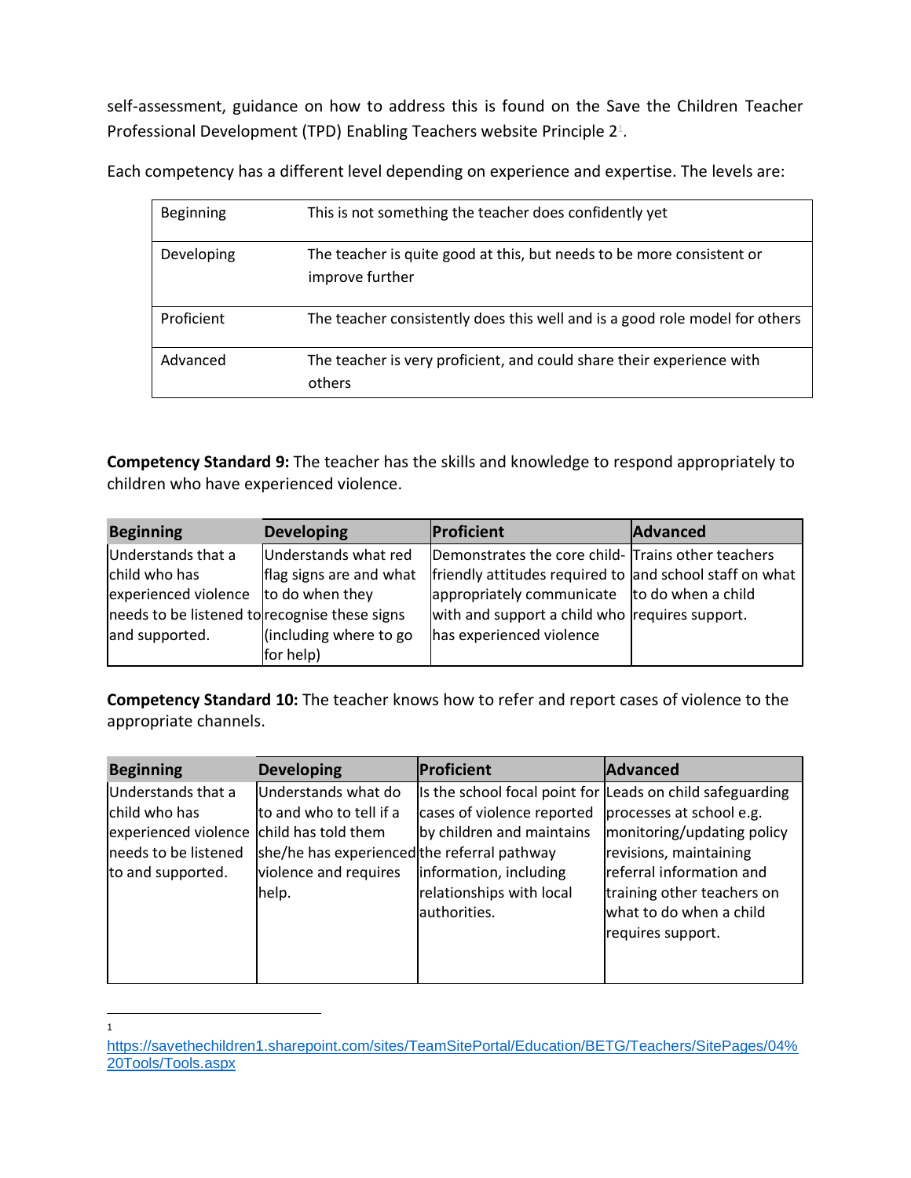self-assessment, guidance on how to address this is found on the Save the Children Teacher Professional Development (TPD) Enabling Teachers website Principle 2[1].

Each competency has a different level depending on experience and expertise. The levels are:

| | |
|---|---|
| Beginning | This is not something the teacher does confidently yet |
| Developing | The teacher is quite good at this, but needs to be more consistent or improve further |
| Proficient | The teacher consistently does this well and is a good role model for others |
| Advanced | The teacher is very proficient, and could share their experience with others |

**Competency Standard 9:** The teacher has the skills and knowledge to respond appropriately to children who have experienced violence.

| Beginning | Developing | Proficient | Advanced |
|---|---|---|---|
| Understands that a child who has experienced violence needs to be listened to and supported. | Understands what red flag signs are and what to do when they recognise these signs (including where to go for help) | Demonstrates the core child-friendly attitudes required to appropriately communicate with and support a child who has experienced violence | Trains other teachers and school staff on what to do when a child requires support. |

**Competency Standard 10:** The teacher knows how to refer and report cases of violence to the appropriate channels.

| Beginning | Developing | Proficient | Advanced |
|---|---|---|---|
| Understands that a child who has experienced violence needs to be listened to and supported. | Understands what do to and who to tell if a child has told them she/he has experienced violence and requires help. | Is the school focal point for cases of violence reported by children and maintains the referral pathway information, including relationships with local authorities. | Leads on child safeguarding processes at school e.g. monitoring/updating policy revisions, maintaining referral information and training other teachers on what to do when a child requires support. |

[1] https://savethechildren1.sharepoint.com/sites/TeamSitePortal/Education/BETG/Teachers/SitePages/04%20Tools/Tools.aspx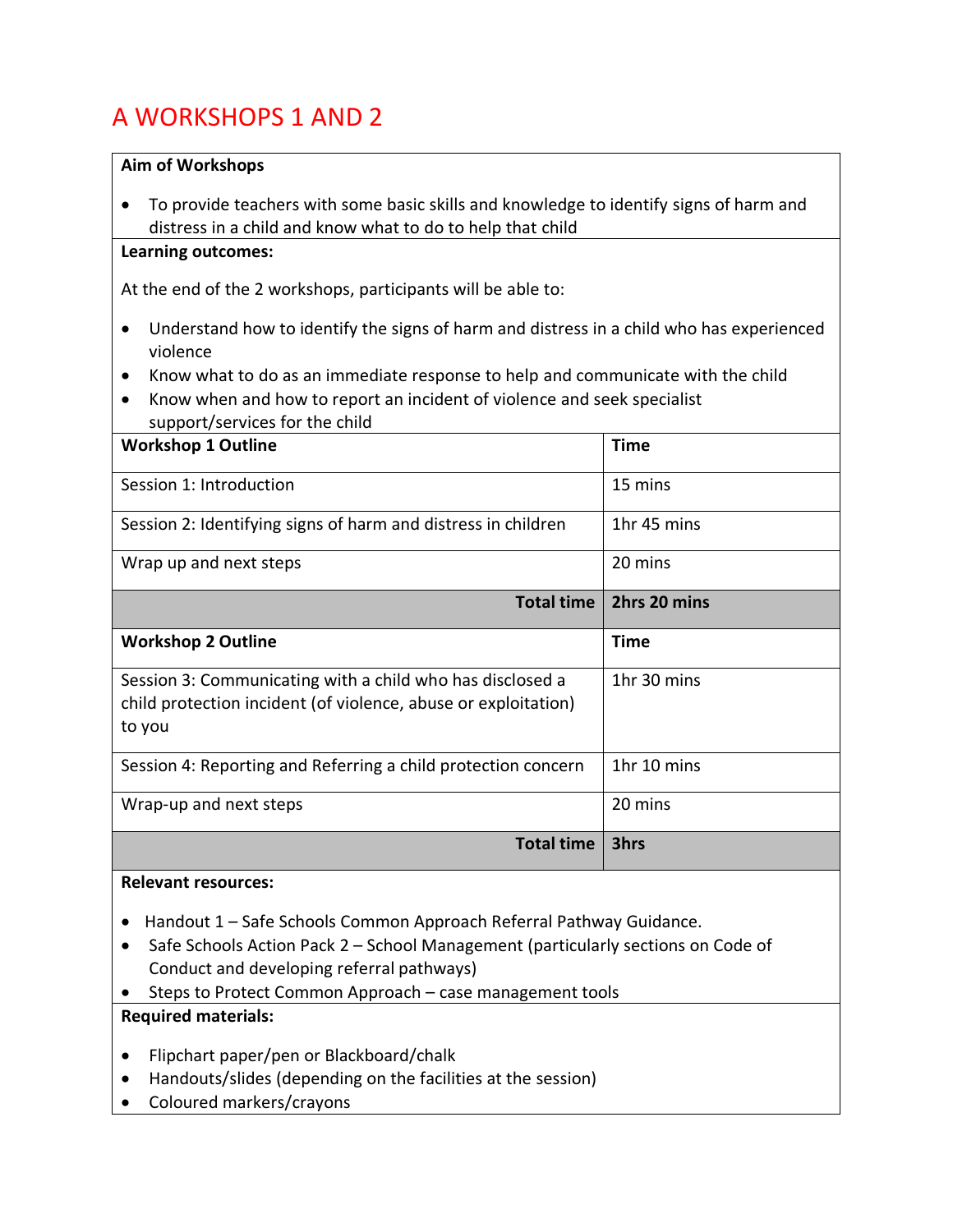# A WORKSHOPS 1 AND 2

**Aim of Workshops**

- To provide teachers with some basic skills and knowledge to identify signs of harm and distress in a child and know what to do to help that child

**Learning outcomes:**

At the end of the 2 workshops, participants will be able to:

- Understand how to identify the signs of harm and distress in a child who has experienced violence
- Know what to do as an immediate response to help and communicate with the child
- Know when and how to report an incident of violence and seek specialist support/services for the child

| **Workshop 1 Outline** | **Time** |
|---|---|
| Session 1: Introduction | 15 mins |
| Session 2: Identifying signs of harm and distress in children | 1hr 45 mins |
| Wrap up and next steps | 20 mins |
| **Total time** | **2hrs 20 mins** |

| **Workshop 2 Outline** | **Time** |
|---|---|
| Session 3: Communicating with a child who has disclosed a child protection incident (of violence, abuse or exploitation) to you | 1hr 30 mins |
| Session 4: Reporting and Referring a child protection concern | 1hr 10 mins |
| Wrap-up and next steps | 20 mins |
| **Total time** | **3hrs** |

**Relevant resources:**

- Handout 1 – Safe Schools Common Approach Referral Pathway Guidance.
- Safe Schools Action Pack 2 – School Management (particularly sections on Code of Conduct and developing referral pathways)
- Steps to Protect Common Approach – case management tools

**Required materials:**

- Flipchart paper/pen or Blackboard/chalk
- Handouts/slides (depending on the facilities at the session)
- Coloured markers/crayons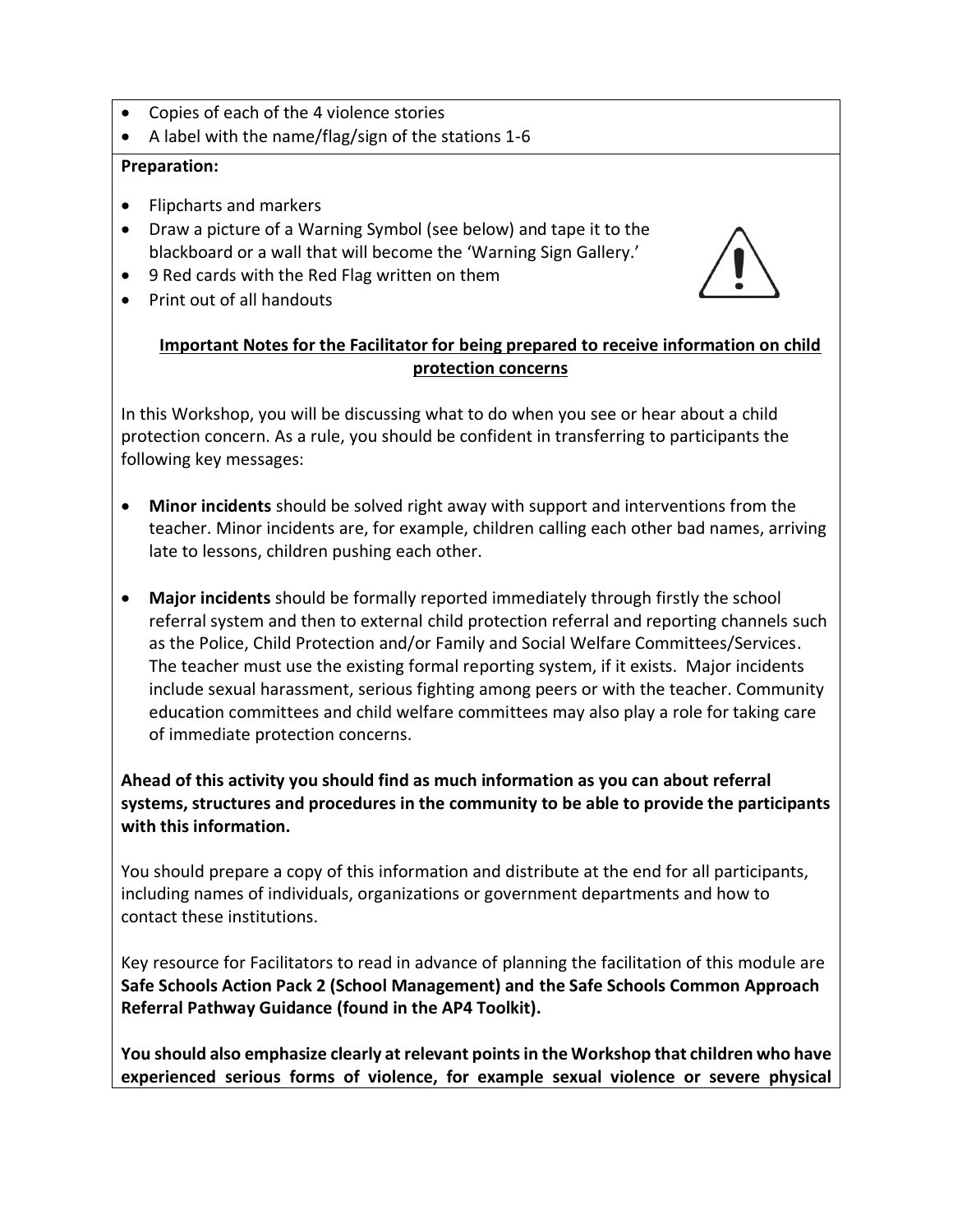- Copies of each of the 4 violence stories
- A label with the name/flag/sign of the stations 1-6

**Preparation:**

- Flipcharts and markers
- Draw a picture of a Warning Symbol (see below) and tape it to the blackboard or a wall that will become the 'Warning Sign Gallery.'
- 9 Red cards with the Red Flag written on them
- Print out of all handouts

**Important Notes for the Facilitator for being prepared to receive information on child protection concerns**

In this Workshop, you will be discussing what to do when you see or hear about a child protection concern. As a rule, you should be confident in transferring to participants the following key messages:

- **Minor incidents** should be solved right away with support and interventions from the teacher. Minor incidents are, for example, children calling each other bad names, arriving late to lessons, children pushing each other.
- **Major incidents** should be formally reported immediately through firstly the school referral system and then to external child protection referral and reporting channels such as the Police, Child Protection and/or Family and Social Welfare Committees/Services. The teacher must use the existing formal reporting system, if it exists. Major incidents include sexual harassment, serious fighting among peers or with the teacher. Community education committees and child welfare committees may also play a role for taking care of immediate protection concerns.

**Ahead of this activity you should find as much information as you can about referral systems, structures and procedures in the community to be able to provide the participants with this information.**

You should prepare a copy of this information and distribute at the end for all participants, including names of individuals, organizations or government departments and how to contact these institutions.

Key resource for Facilitators to read in advance of planning the facilitation of this module are **Safe Schools Action Pack 2 (School Management) and the Safe Schools Common Approach Referral Pathway Guidance (found in the AP4 Toolkit).**

**You should also emphasize clearly at relevant points in the Workshop that children who have experienced serious forms of violence, for example sexual violence or severe physical**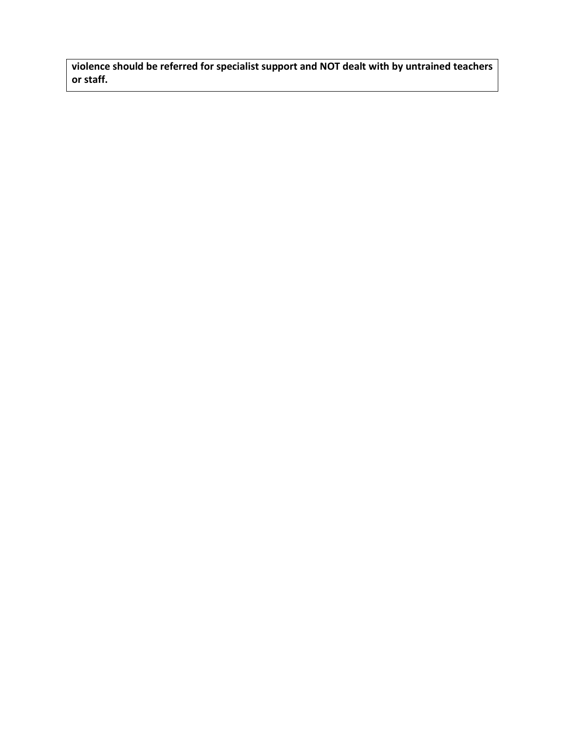**violence should be referred for specialist support and NOT dealt with by untrained teachers or staff.**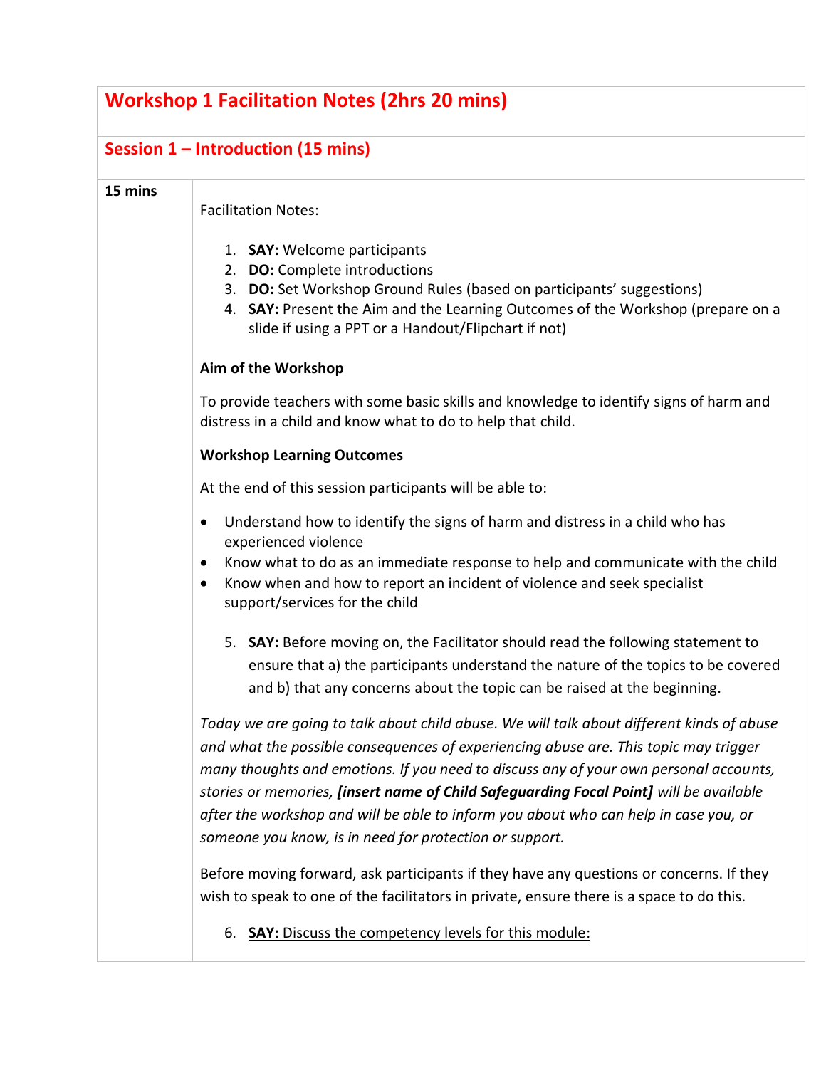## Workshop 1 Facilitation Notes (2hrs 20 mins)

### Session 1 – Introduction (15 mins)

**15 mins**

Facilitation Notes:

1. **SAY:** Welcome participants
2. **DO:** Complete introductions
3. **DO:** Set Workshop Ground Rules (based on participants' suggestions)
4. **SAY:** Present the Aim and the Learning Outcomes of the Workshop (prepare on a slide if using a PPT or a Handout/Flipchart if not)

**Aim of the Workshop**

To provide teachers with some basic skills and knowledge to identify signs of harm and distress in a child and know what to do to help that child.

**Workshop Learning Outcomes**

At the end of this session participants will be able to:

- Understand how to identify the signs of harm and distress in a child who has experienced violence
- Know what to do as an immediate response to help and communicate with the child
- Know when and how to report an incident of violence and seek specialist support/services for the child

5. **SAY:** Before moving on, the Facilitator should read the following statement to ensure that a) the participants understand the nature of the topics to be covered and b) that any concerns about the topic can be raised at the beginning.

*Today we are going to talk about child abuse. We will talk about different kinds of abuse and what the possible consequences of experiencing abuse are. This topic may trigger many thoughts and emotions. If you need to discuss any of your own personal accounts, stories or memories,* ***[insert name of Child Safeguarding Focal Point]*** *will be available after the workshop and will be able to inform you about who can help in case you, or someone you know, is in need for protection or support.*

Before moving forward, ask participants if they have any questions or concerns. If they wish to speak to one of the facilitators in private, ensure there is a space to do this.

6. <u>**SAY:** Discuss the competency levels for this module:</u>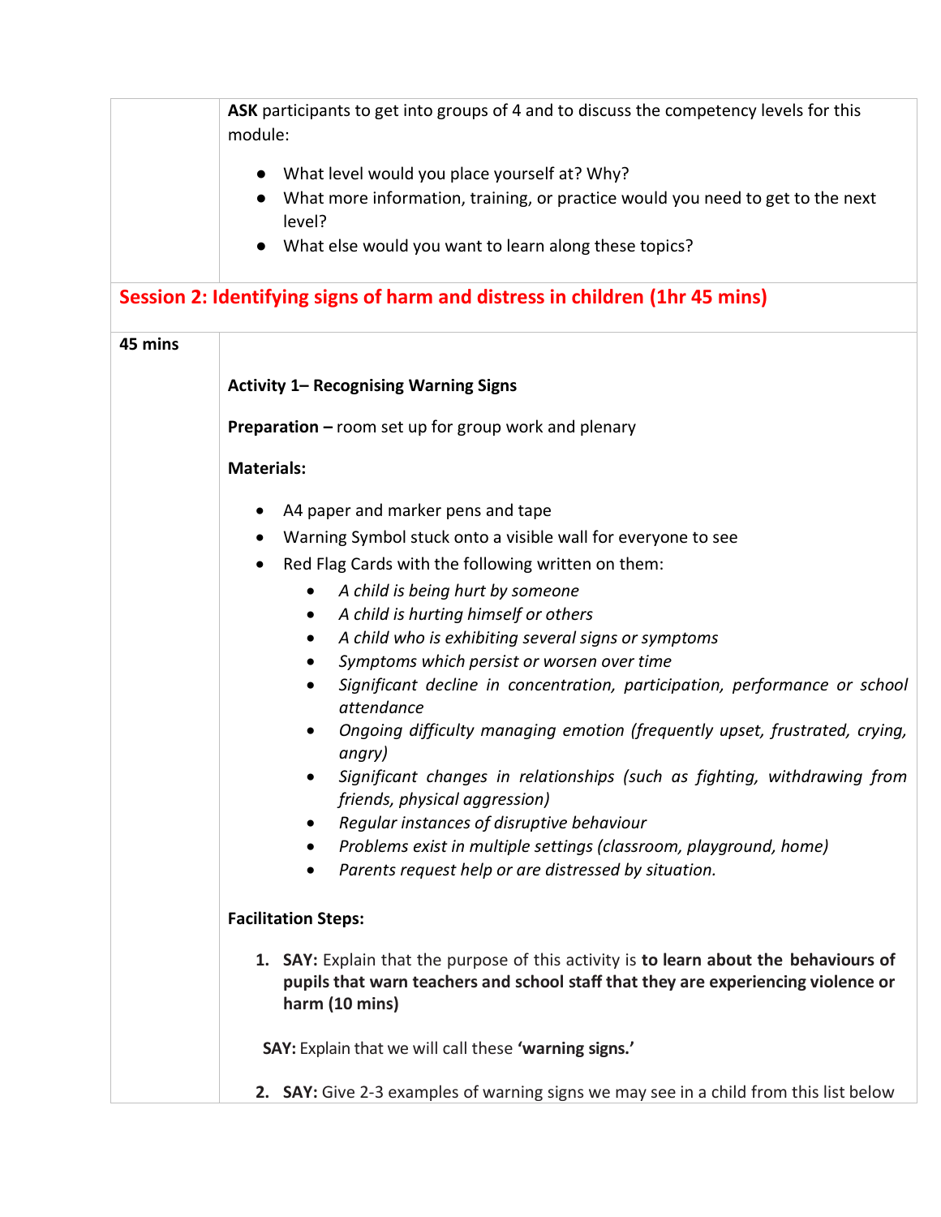**ASK** participants to get into groups of 4 and to discuss the competency levels for this module:

- What level would you place yourself at? Why?
- What more information, training, or practice would you need to get to the next level?
- What else would you want to learn along these topics?

## Session 2: Identifying signs of harm and distress in children (1hr 45 mins)

**45 mins**

**Activity 1– Recognising Warning Signs**

**Preparation –** room set up for group work and plenary

**Materials:**

- A4 paper and marker pens and tape
- Warning Symbol stuck onto a visible wall for everyone to see
- Red Flag Cards with the following written on them:
  - *A child is being hurt by someone*
  - *A child is hurting himself or others*
  - *A child who is exhibiting several signs or symptoms*
  - *Symptoms which persist or worsen over time*
  - *Significant decline in concentration, participation, performance or school attendance*
  - *Ongoing difficulty managing emotion (frequently upset, frustrated, crying, angry)*
  - *Significant changes in relationships (such as fighting, withdrawing from friends, physical aggression)*
  - *Regular instances of disruptive behaviour*
  - *Problems exist in multiple settings (classroom, playground, home)*
  - *Parents request help or are distressed by situation.*

**Facilitation Steps:**

1. **SAY:** Explain that the purpose of this activity is **to learn about the behaviours of pupils that warn teachers and school staff that they are experiencing violence or harm (10 mins)**

   **SAY:** Explain that we will call these **'warning signs.'**

2. **SAY:** Give 2-3 examples of warning signs we may see in a child from this list below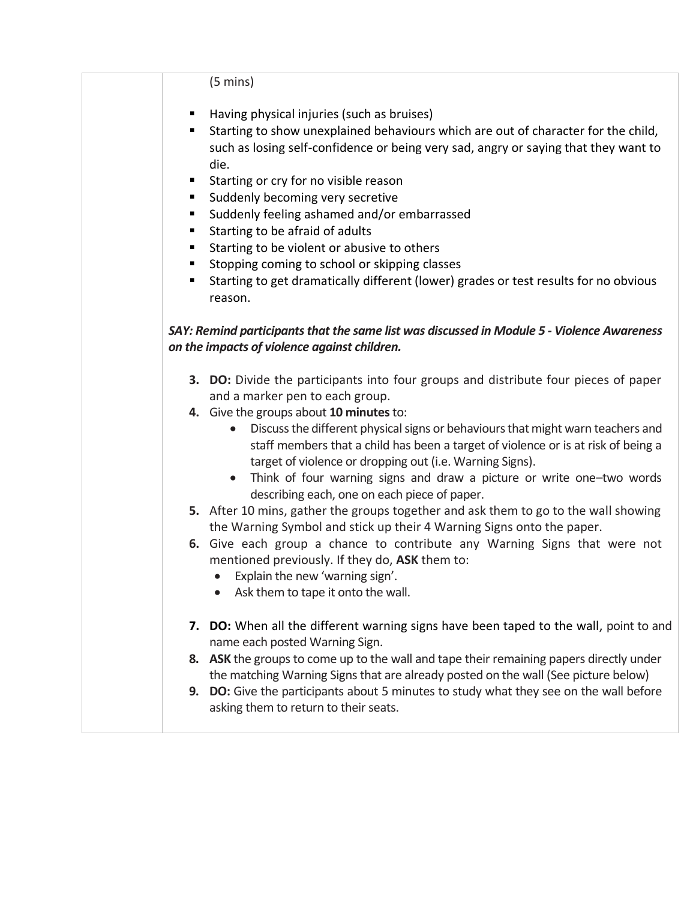(5 mins)

- Having physical injuries (such as bruises)
- Starting to show unexplained behaviours which are out of character for the child, such as losing self-confidence or being very sad, angry or saying that they want to die.
- Starting or cry for no visible reason
- Suddenly becoming very secretive
- Suddenly feeling ashamed and/or embarrassed
- Starting to be afraid of adults
- Starting to be violent or abusive to others
- Stopping coming to school or skipping classes
- Starting to get dramatically different (lower) grades or test results for no obvious reason.

***SAY: Remind participants that the same list was discussed in Module 5 - Violence Awareness on the impacts of violence against children.***

3. **DO:** Divide the participants into four groups and distribute four pieces of paper and a marker pen to each group.
4. Give the groups about **10 minutes** to:
   - Discuss the different physical signs or behaviours that might warn teachers and staff members that a child has been a target of violence or is at risk of being a target of violence or dropping out (i.e. Warning Signs).
   - Think of four warning signs and draw a picture or write one–two words describing each, one on each piece of paper.
5. After 10 mins, gather the groups together and ask them to go to the wall showing the Warning Symbol and stick up their 4 Warning Signs onto the paper.
6. Give each group a chance to contribute any Warning Signs that were not mentioned previously. If they do, **ASK** them to:
   - Explain the new 'warning sign'.
   - Ask them to tape it onto the wall.
7. **DO:** When all the different warning signs have been taped to the wall, point to and name each posted Warning Sign.
8. **ASK** the groups to come up to the wall and tape their remaining papers directly under the matching Warning Signs that are already posted on the wall (See picture below)
9. **DO:** Give the participants about 5 minutes to study what they see on the wall before asking them to return to their seats.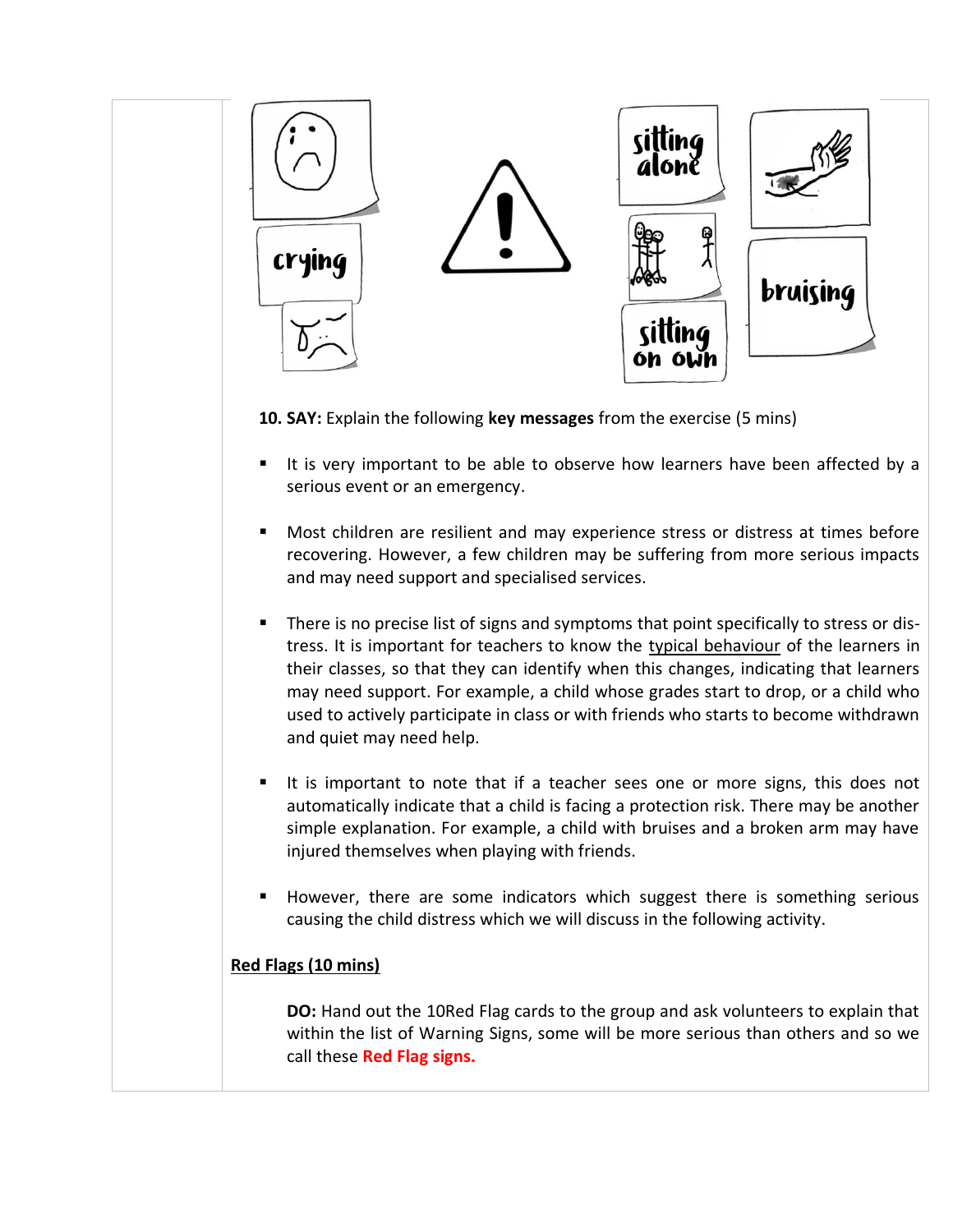**10. SAY:** Explain the following **key messages** from the exercise (5 mins)

- It is very important to be able to observe how learners have been affected by a serious event or an emergency.
- Most children are resilient and may experience stress or distress at times before recovering. However, a few children may be suffering from more serious impacts and may need support and specialised services.
- There is no precise list of signs and symptoms that point specifically to stress or distress. It is important for teachers to know the typical behaviour of the learners in their classes, so that they can identify when this changes, indicating that learners may need support. For example, a child whose grades start to drop, or a child who used to actively participate in class or with friends who starts to become withdrawn and quiet may need help.
- It is important to note that if a teacher sees one or more signs, this does not automatically indicate that a child is facing a protection risk. There may be another simple explanation. For example, a child with bruises and a broken arm may have injured themselves when playing with friends.
- However, there are some indicators which suggest there is something serious causing the child distress which we will discuss in the following activity.

**Red Flags (10 mins)**

**DO:** Hand out the 10Red Flag cards to the group and ask volunteers to explain that within the list of Warning Signs, some will be more serious than others and so we call these **Red Flag signs.**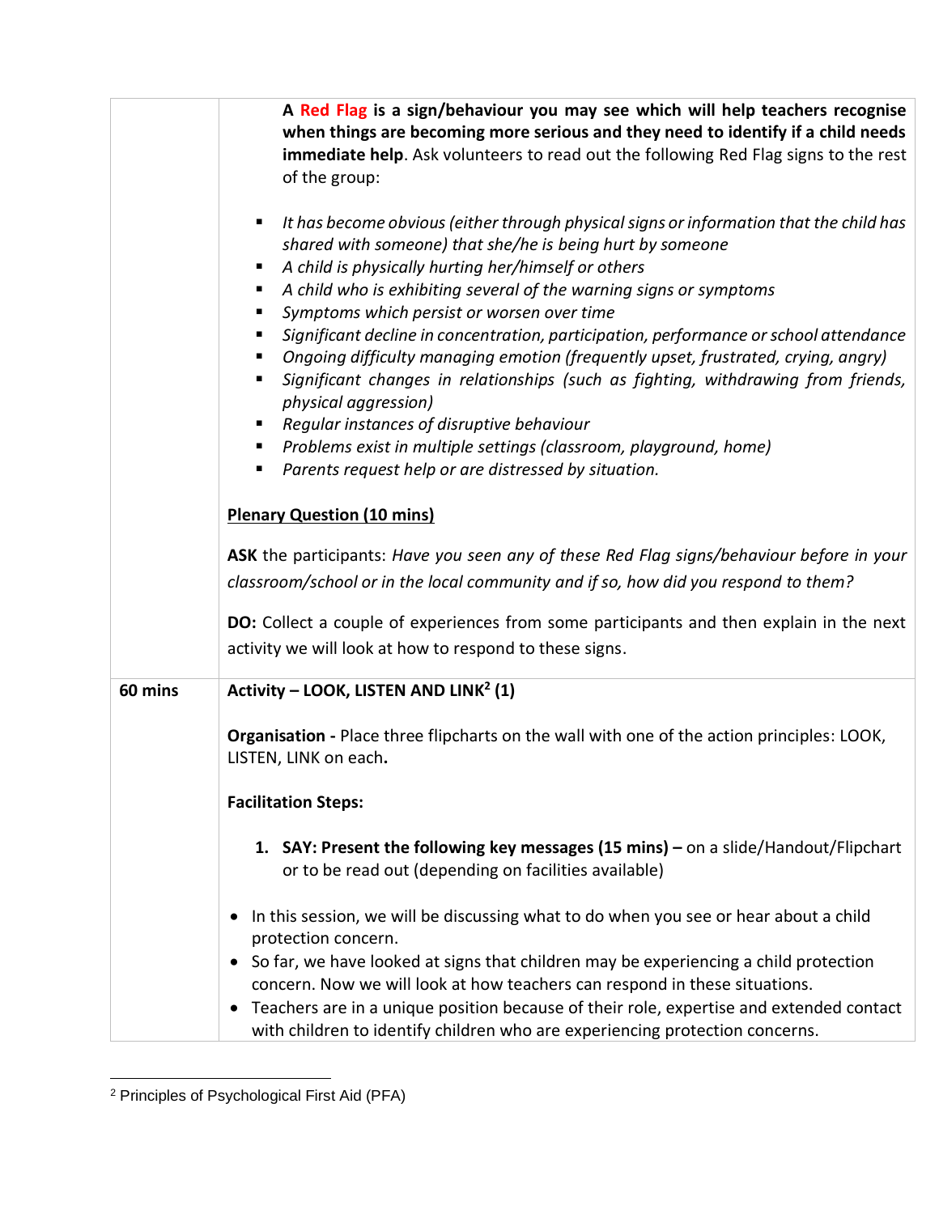| | |
|---|---|
| | **A Red Flag is a sign/behaviour you may see which will help teachers recognise when things are becoming more serious and they need to identify if a child needs immediate help**. Ask volunteers to read out the following Red Flag signs to the rest of the group:<br><br>▪ *It has become obvious (either through physical signs or information that the child has shared with someone) that she/he is being hurt by someone*<br>▪ *A child is physically hurting her/himself or others*<br>▪ *A child who is exhibiting several of the warning signs or symptoms*<br>▪ *Symptoms which persist or worsen over time*<br>▪ *Significant decline in concentration, participation, performance or school attendance*<br>▪ *Ongoing difficulty managing emotion (frequently upset, frustrated, crying, angry)*<br>▪ *Significant changes in relationships (such as fighting, withdrawing from friends, physical aggression)*<br>▪ *Regular instances of disruptive behaviour*<br>▪ *Problems exist in multiple settings (classroom, playground, home)*<br>▪ *Parents request help or are distressed by situation.*<br><br>**<u>Plenary Question (10 mins)</u>**<br><br>**ASK** the participants: *Have you seen any of these Red Flag signs/behaviour before in your classroom/school or in the local community and if so, how did you respond to them?*<br><br>**DO:** Collect a couple of experiences from some participants and then explain in the next activity we will look at how to respond to these signs. |
| **60 mins** | **Activity – LOOK, LISTEN AND LINK[2] (1)**<br><br>**Organisation -** Place three flipcharts on the wall with one of the action principles: LOOK, LISTEN, LINK on each**.**<br><br>**Facilitation Steps:**<br><br>1. **SAY: Present the following key messages (15 mins) –** on a slide/Handout/Flipchart or to be read out (depending on facilities available)<br><br>• In this session, we will be discussing what to do when you see or hear about a child protection concern.<br>• So far, we have looked at signs that children may be experiencing a child protection concern. Now we will look at how teachers can respond in these situations.<br>• Teachers are in a unique position because of their role, expertise and extended contact with children to identify children who are experiencing protection concerns. |

[2] Principles of Psychological First Aid (PFA)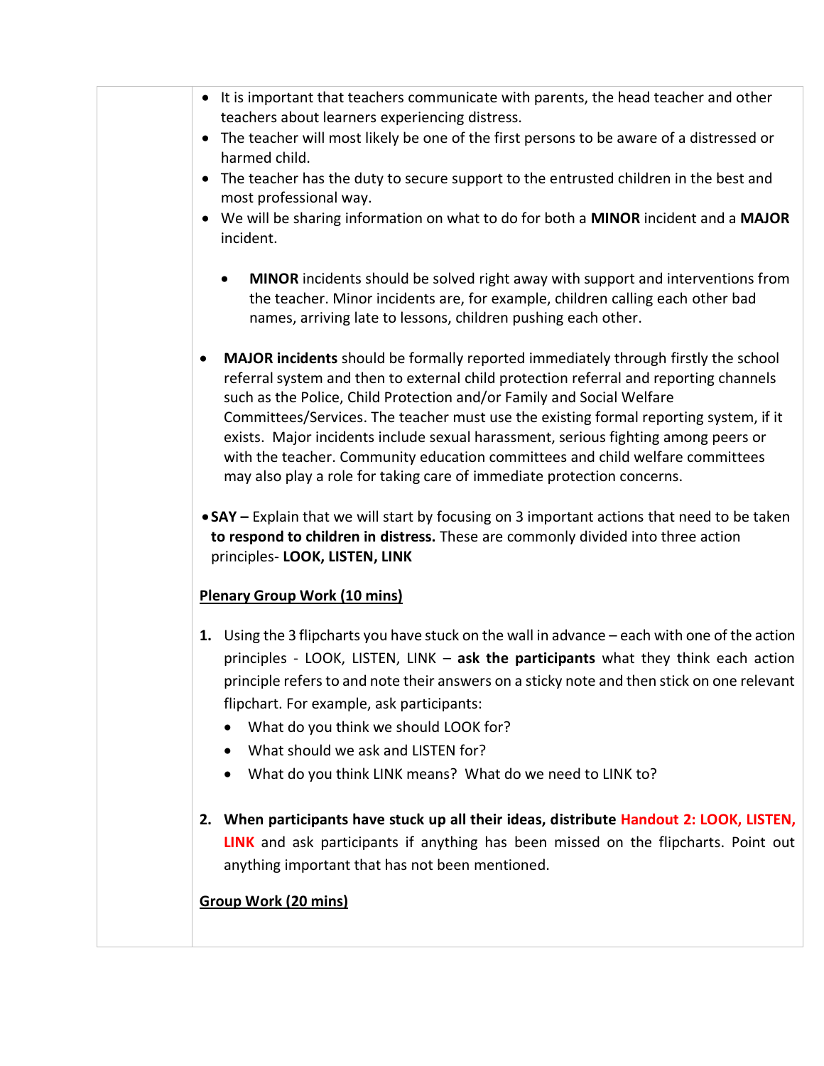- It is important that teachers communicate with parents, the head teacher and other teachers about learners experiencing distress.
- The teacher will most likely be one of the first persons to be aware of a distressed or harmed child.
- The teacher has the duty to secure support to the entrusted children in the best and most professional way.
- We will be sharing information on what to do for both a **MINOR** incident and a **MAJOR** incident.

  - **MINOR** incidents should be solved right away with support and interventions from the teacher. Minor incidents are, for example, children calling each other bad names, arriving late to lessons, children pushing each other.

- **MAJOR incidents** should be formally reported immediately through firstly the school referral system and then to external child protection referral and reporting channels such as the Police, Child Protection and/or Family and Social Welfare Committees/Services. The teacher must use the existing formal reporting system, if it exists. Major incidents include sexual harassment, serious fighting among peers or with the teacher. Community education committees and child welfare committees may also play a role for taking care of immediate protection concerns.

- **SAY –** Explain that we will start by focusing on 3 important actions that need to be taken **to respond to children in distress.** These are commonly divided into three action principles- **LOOK, LISTEN, LINK**

**Plenary Group Work (10 mins)**

1. Using the 3 flipcharts you have stuck on the wall in advance – each with one of the action principles - LOOK, LISTEN, LINK – **ask the participants** what they think each action principle refers to and note their answers on a sticky note and then stick on one relevant flipchart. For example, ask participants:
   - What do you think we should LOOK for?
   - What should we ask and LISTEN for?
   - What do you think LINK means? What do we need to LINK to?
2. **When participants have stuck up all their ideas, distribute Handout 2: LOOK, LISTEN, LINK** and ask participants if anything has been missed on the flipcharts. Point out anything important that has not been mentioned.

**Group Work (20 mins)**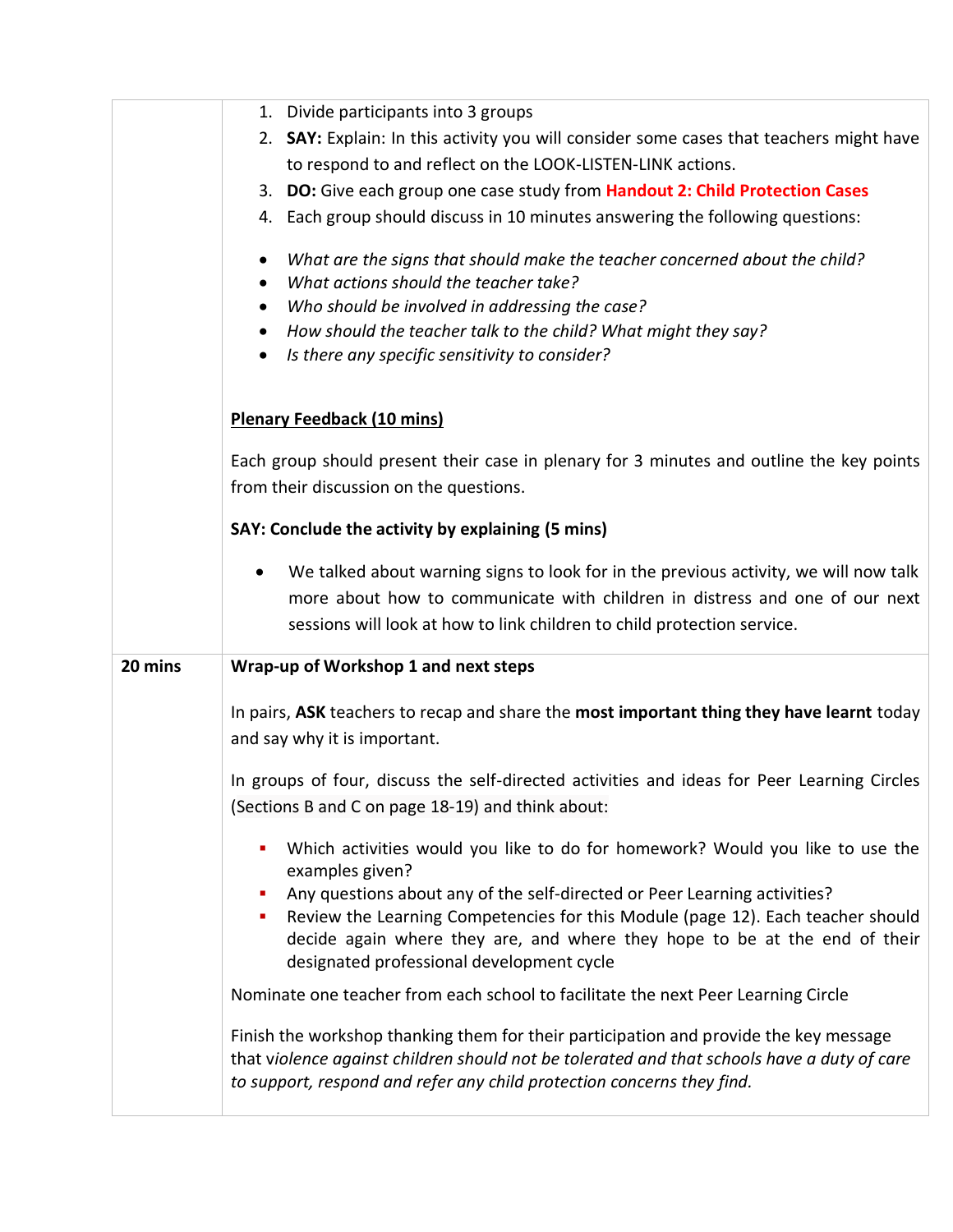| | |
|---|---|
| | 1. Divide participants into 3 groups<br>2. **SAY:** Explain: In this activity you will consider some cases that teachers might have to respond to and reflect on the LOOK-LISTEN-LINK actions.<br>3. **DO:** Give each group one case study from **Handout 2: Child Protection Cases**<br>4. Each group should discuss in 10 minutes answering the following questions:<br><br>• *What are the signs that should make the teacher concerned about the child?*<br>• *What actions should the teacher take?*<br>• *Who should be involved in addressing the case?*<br>• *How should the teacher talk to the child? What might they say?*<br>• *Is there any specific sensitivity to consider?*<br><br>**<u>Plenary Feedback (10 mins)</u>**<br><br>Each group should present their case in plenary for 3 minutes and outline the key points from their discussion on the questions.<br><br>**SAY: Conclude the activity by explaining (5 mins)**<br><br>• We talked about warning signs to look for in the previous activity, we will now talk more about how to communicate with children in distress and one of our next sessions will look at how to link children to child protection service. |
| **20 mins** | **Wrap-up of Workshop 1 and next steps**<br><br>In pairs, **ASK** teachers to recap and share the **most important thing they have learnt** today and say why it is important.<br><br>In groups of four, discuss the self-directed activities and ideas for Peer Learning Circles (Sections B and C on page 18-19) and think about:<br><br>▪ Which activities would you like to do for homework? Would you like to use the examples given?<br>▪ Any questions about any of the self-directed or Peer Learning activities?<br>▪ Review the Learning Competencies for this Module (page 12). Each teacher should decide again where they are, and where they hope to be at the end of their designated professional development cycle<br><br>Nominate one teacher from each school to facilitate the next Peer Learning Circle<br><br>Finish the workshop thanking them for their participation and provide the key message that v*iolence against children should not be tolerated and that schools have a duty of care to support, respond and refer any child protection concerns they find.* |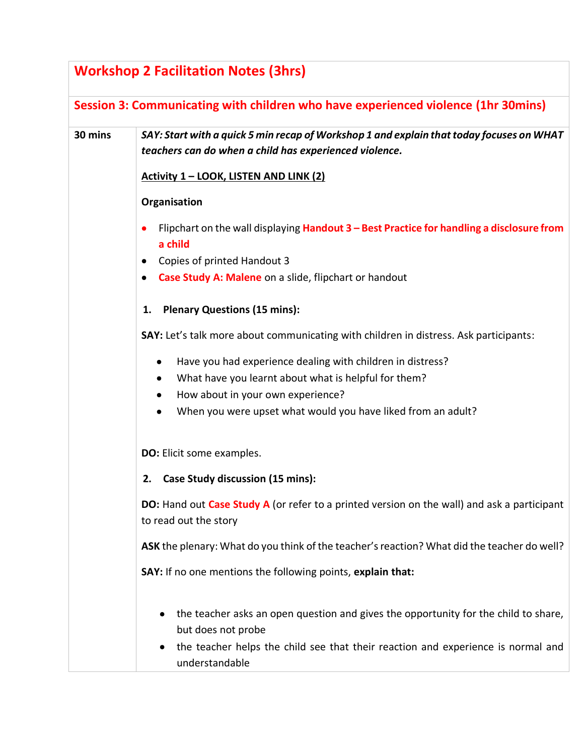# Workshop 2 Facilitation Notes (3hrs)

## Session 3: Communicating with children who have experienced violence (1hr 30mins)

| | |
|---|---|
| **30 mins** | ***SAY: Start with a quick 5 min recap of Workshop 1 and explain that today focuses on WHAT teachers can do when a child has experienced violence.*** |

**Activity 1 – LOOK, LISTEN AND LINK (2)**

**Organisation**

- Flipchart on the wall displaying **Handout 3 – Best Practice for handling a disclosure from a child**
- Copies of printed Handout 3
- **Case Study A: Malene** on a slide, flipchart or handout

1. **Plenary Questions (15 mins):**

**SAY:** Let's talk more about communicating with children in distress. Ask participants:

- Have you had experience dealing with children in distress?
- What have you learnt about what is helpful for them?
- How about in your own experience?
- When you were upset what would you have liked from an adult?

**DO:** Elicit some examples.

2. **Case Study discussion (15 mins):**

**DO:** Hand out **Case Study A** (or refer to a printed version on the wall) and ask a participant to read out the story

**ASK** the plenary: What do you think of the teacher's reaction? What did the teacher do well?

**SAY:** If no one mentions the following points, **explain that:**

- the teacher asks an open question and gives the opportunity for the child to share, but does not probe
- the teacher helps the child see that their reaction and experience is normal and understandable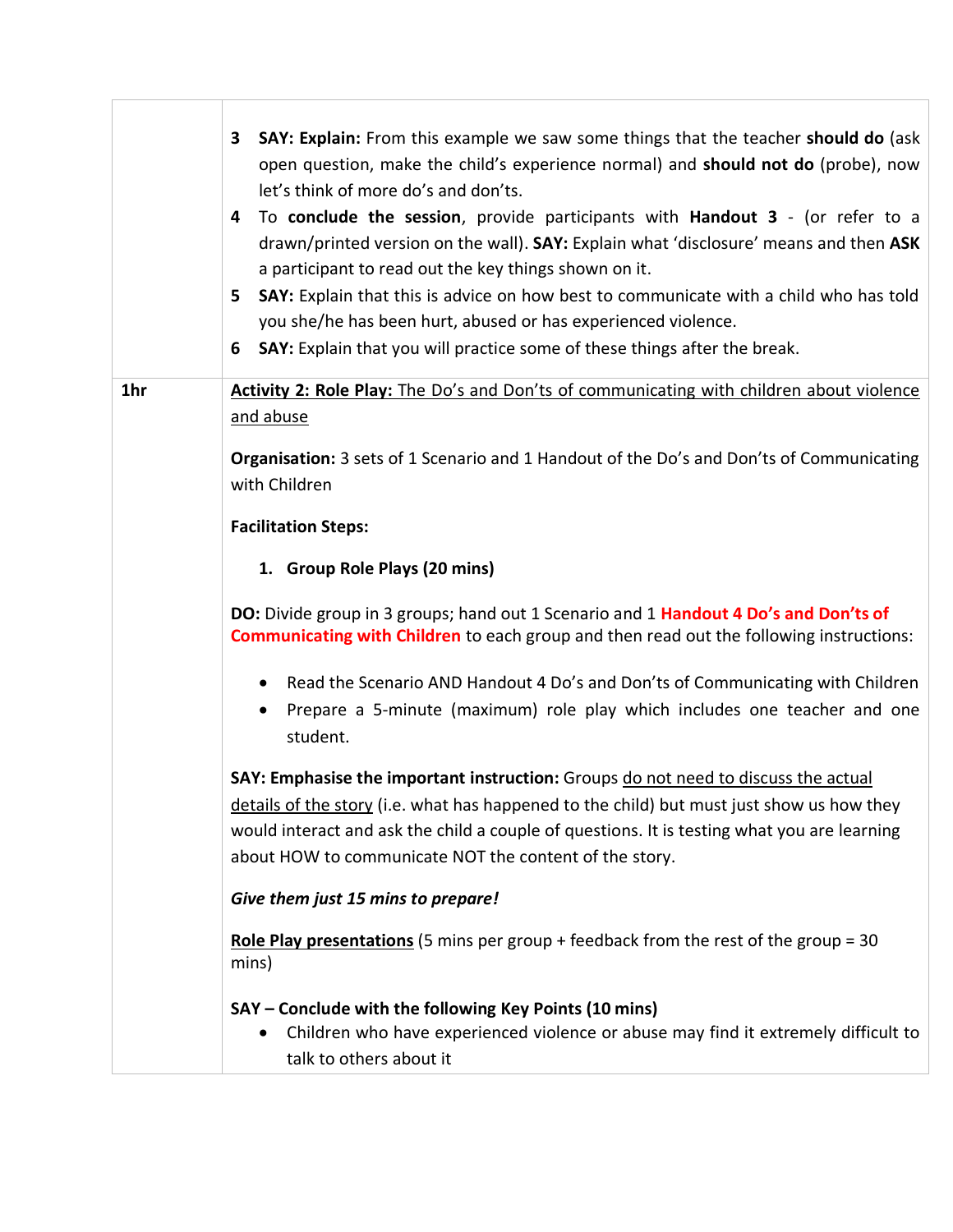| | |
|---|---|
| | 3 **SAY: Explain:** From this example we saw some things that the teacher **should do** (ask open question, make the child's experience normal) and **should not do** (probe), now let's think of more do's and don'ts.<br>4 To **conclude the session**, provide participants with **Handout 3** - (or refer to a drawn/printed version on the wall). **SAY:** Explain what 'disclosure' means and then **ASK** a participant to read out the key things shown on it.<br>5 **SAY:** Explain that this is advice on how best to communicate with a child who has told you she/he has been hurt, abused or has experienced violence.<br>6 **SAY:** Explain that you will practice some of these things after the break. |
| **1hr** | **Activity 2: Role Play:** The Do's and Don'ts of communicating with children about violence and abuse<br><br>**Organisation:** 3 sets of 1 Scenario and 1 Handout of the Do's and Don'ts of Communicating with Children<br><br>**Facilitation Steps:**<br><br>1. **Group Role Plays (20 mins)**<br><br>**DO:** Divide group in 3 groups; hand out 1 Scenario and 1 **Handout 4 Do's and Don'ts of Communicating with Children** to each group and then read out the following instructions:<br><br>• Read the Scenario AND Handout 4 Do's and Don'ts of Communicating with Children<br>• Prepare a 5-minute (maximum) role play which includes one teacher and one student.<br><br>**SAY: Emphasise the important instruction:** Groups do not need to discuss the actual details of the story (i.e. what has happened to the child) but must just show us how they would interact and ask the child a couple of questions. It is testing what you are learning about HOW to communicate NOT the content of the story.<br><br>***Give them just 15 mins to prepare!***<br><br>**Role Play presentations** (5 mins per group + feedback from the rest of the group = 30 mins)<br><br>**SAY – Conclude with the following Key Points (10 mins)**<br>• Children who have experienced violence or abuse may find it extremely difficult to talk to others about it |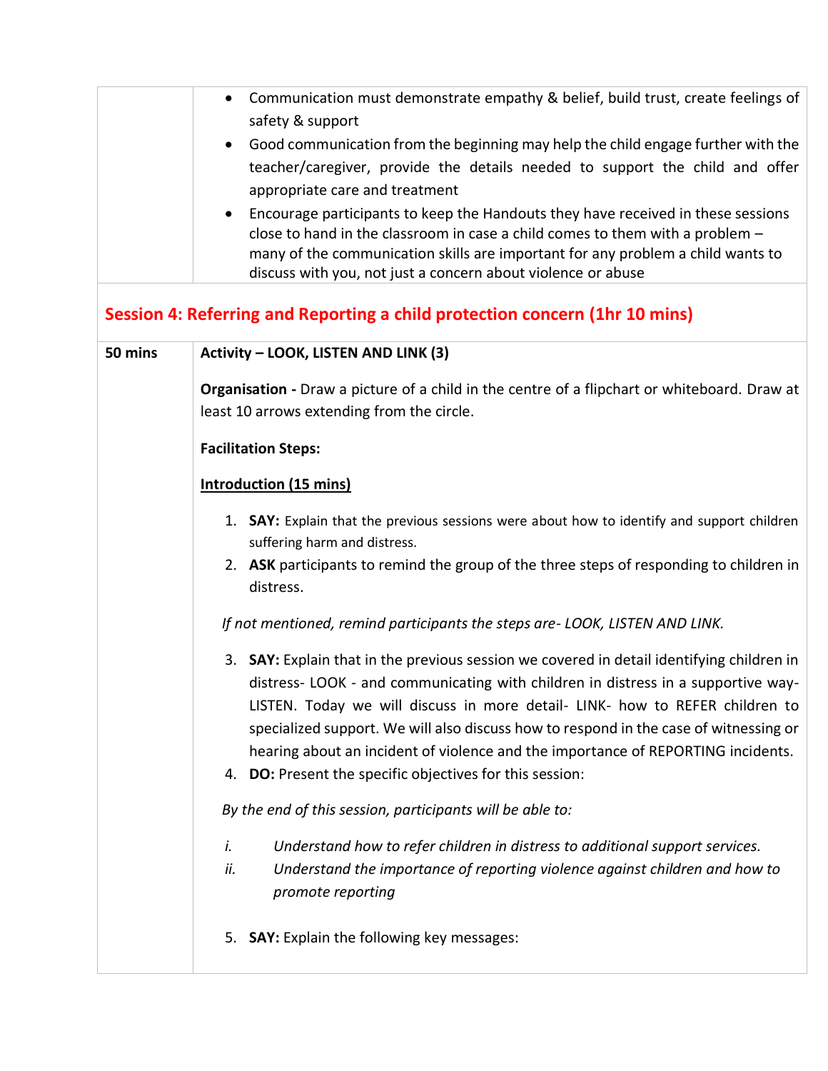| | |
|---|---|
| | • Communication must demonstrate empathy & belief, build trust, create feelings of safety & support<br>• Good communication from the beginning may help the child engage further with the teacher/caregiver, provide the details needed to support the child and offer appropriate care and treatment<br>• Encourage participants to keep the Handouts they have received in these sessions close to hand in the classroom in case a child comes to them with a problem – many of the communication skills are important for any problem a child wants to discuss with you, not just a concern about violence or abuse |

## Session 4: Referring and Reporting a child protection concern (1hr 10 mins)

| | |
|---|---|
| **50 mins** | **Activity – LOOK, LISTEN AND LINK (3)**<br><br>**Organisation -** Draw a picture of a child in the centre of a flipchart or whiteboard. Draw at least 10 arrows extending from the circle.<br><br>**Facilitation Steps:**<br><br>**Introduction (15 mins)**<br><br>1. **SAY:** Explain that the previous sessions were about how to identify and support children suffering harm and distress.<br>2. **ASK** participants to remind the group of the three steps of responding to children in distress.<br><br>*If not mentioned, remind participants the steps are- LOOK, LISTEN AND LINK.*<br><br>3. **SAY:** Explain that in the previous session we covered in detail identifying children in distress- LOOK - and communicating with children in distress in a supportive way- LISTEN. Today we will discuss in more detail- LINK- how to REFER children to specialized support. We will also discuss how to respond in the case of witnessing or hearing about an incident of violence and the importance of REPORTING incidents.<br>4. **DO:** Present the specific objectives for this session:<br><br>*By the end of this session, participants will be able to:*<br><br>*i. Understand how to refer children in distress to additional support services.*<br>*ii. Understand the importance of reporting violence against children and how to promote reporting*<br><br>5. **SAY:** Explain the following key messages: |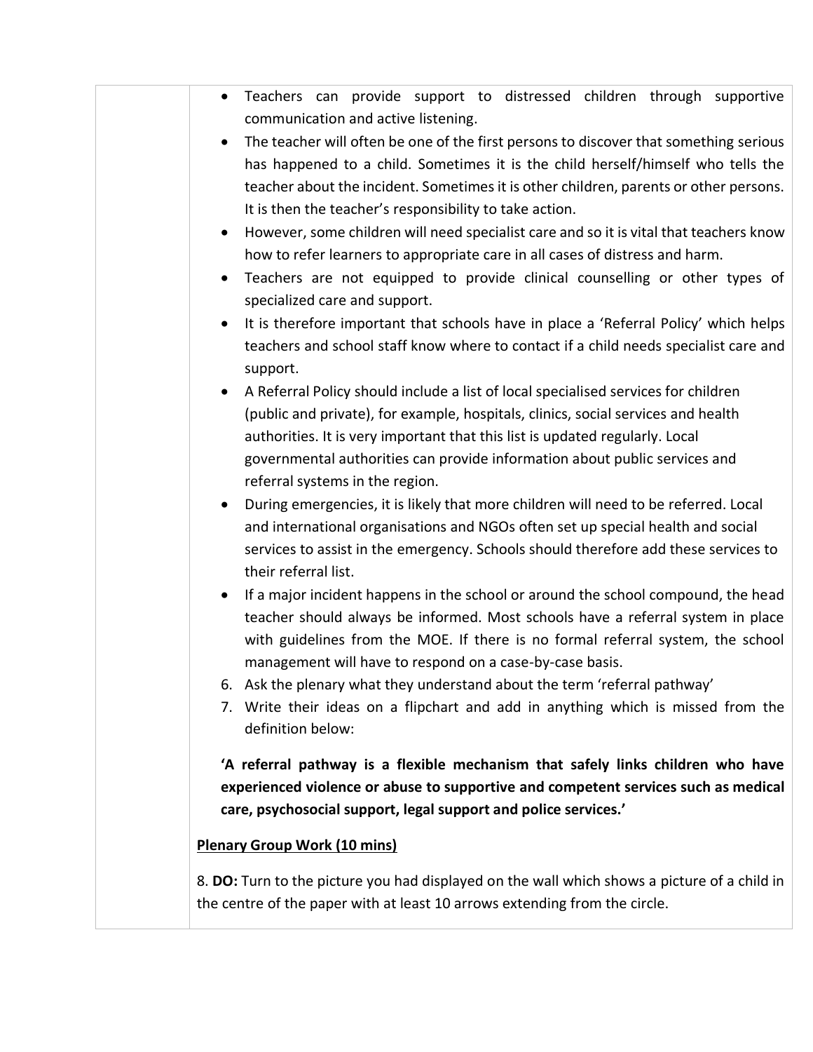- Teachers can provide support to distressed children through supportive communication and active listening.
- The teacher will often be one of the first persons to discover that something serious has happened to a child. Sometimes it is the child herself/himself who tells the teacher about the incident. Sometimes it is other children, parents or other persons. It is then the teacher's responsibility to take action.
- However, some children will need specialist care and so it is vital that teachers know how to refer learners to appropriate care in all cases of distress and harm.
- Teachers are not equipped to provide clinical counselling or other types of specialized care and support.
- It is therefore important that schools have in place a 'Referral Policy' which helps teachers and school staff know where to contact if a child needs specialist care and support.
- A Referral Policy should include a list of local specialised services for children (public and private), for example, hospitals, clinics, social services and health authorities. It is very important that this list is updated regularly. Local governmental authorities can provide information about public services and referral systems in the region.
- During emergencies, it is likely that more children will need to be referred. Local and international organisations and NGOs often set up special health and social services to assist in the emergency. Schools should therefore add these services to their referral list.
- If a major incident happens in the school or around the school compound, the head teacher should always be informed. Most schools have a referral system in place with guidelines from the MOE. If there is no formal referral system, the school management will have to respond on a case-by-case basis.

6. Ask the plenary what they understand about the term 'referral pathway'
7. Write their ideas on a flipchart and add in anything which is missed from the definition below:

**'A referral pathway is a flexible mechanism that safely links children who have experienced violence or abuse to supportive and competent services such as medical care, psychosocial support, legal support and police services.'**

<u>**Plenary Group Work (10 mins)**</u>

8. **DO:** Turn to the picture you had displayed on the wall which shows a picture of a child in the centre of the paper with at least 10 arrows extending from the circle.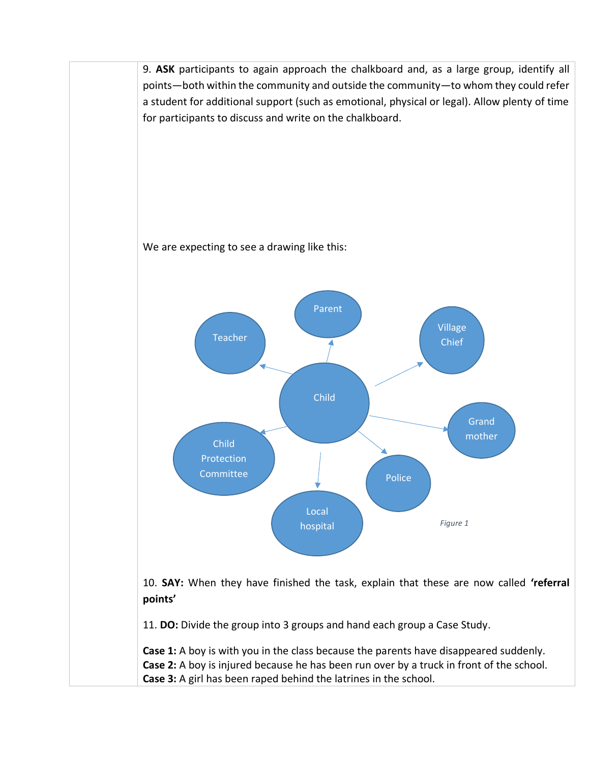9. **ASK** participants to again approach the chalkboard and, as a large group, identify all points—both within the community and outside the community—to whom they could refer a student for additional support (such as emotional, physical or legal). Allow plenty of time for participants to discuss and write on the chalkboard.

We are expecting to see a drawing like this:

*Figure 1*

10. **SAY:** When they have finished the task, explain that these are now called **'referral points'**

11. **DO:** Divide the group into 3 groups and hand each group a Case Study.

**Case 1:** A boy is with you in the class because the parents have disappeared suddenly.
**Case 2:** A boy is injured because he has been run over by a truck in front of the school.
**Case 3:** A girl has been raped behind the latrines in the school.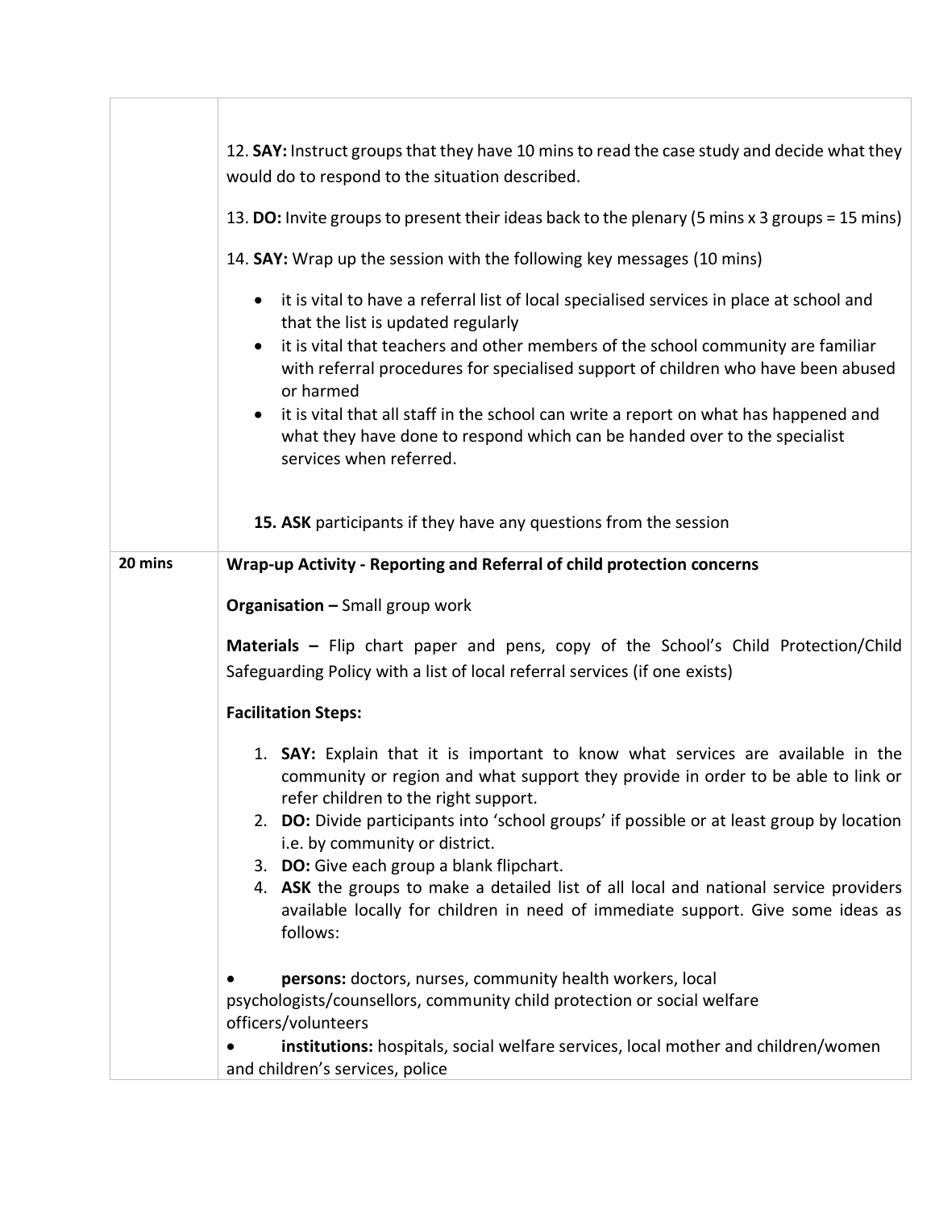| | |
|---|---|
| | 12. **SAY:** Instruct groups that they have 10 mins to read the case study and decide what they would do to respond to the situation described.<br><br>13. **DO:** Invite groups to present their ideas back to the plenary (5 mins x 3 groups = 15 mins)<br><br>14. **SAY:** Wrap up the session with the following key messages (10 mins)<br><br>• it is vital to have a referral list of local specialised services in place at school and that the list is updated regularly<br>• it is vital that teachers and other members of the school community are familiar with referral procedures for specialised support of children who have been abused or harmed<br>• it is vital that all staff in the school can write a report on what has happened and what they have done to respond which can be handed over to the specialist services when referred.<br><br>**15. ASK** participants if they have any questions from the session |
| **20 mins** | **Wrap-up Activity - Reporting and Referral of child protection concerns**<br><br>**Organisation –** Small group work<br><br>**Materials –** Flip chart paper and pens, copy of the School's Child Protection/Child Safeguarding Policy with a list of local referral services (if one exists)<br><br>**Facilitation Steps:**<br><br>1. **SAY:** Explain that it is important to know what services are available in the community or region and what support they provide in order to be able to link or refer children to the right support.<br>2. **DO:** Divide participants into 'school groups' if possible or at least group by location i.e. by community or district.<br>3. **DO:** Give each group a blank flipchart.<br>4. **ASK** the groups to make a detailed list of all local and national service providers available locally for children in need of immediate support. Give some ideas as follows:<br><br>• **persons:** doctors, nurses, community health workers, local psychologists/counsellors, community child protection or social welfare officers/volunteers<br>• **institutions:** hospitals, social welfare services, local mother and children/women and children's services, police |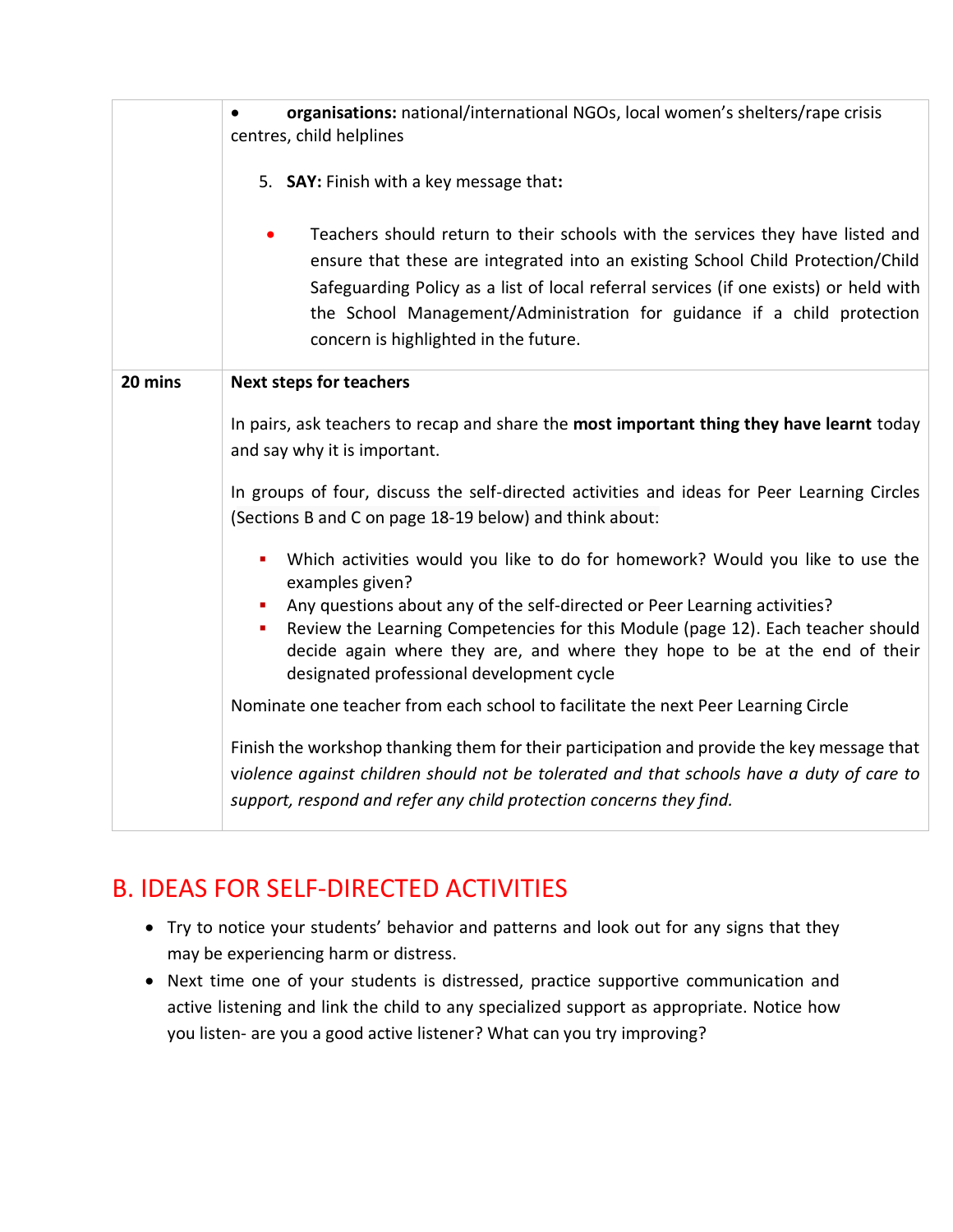| | |
|---|---|
| | • **organisations:** national/international NGOs, local women's shelters/rape crisis centres, child helplines<br><br>5. **SAY:** Finish with a key message that**:**<br><br>• Teachers should return to their schools with the services they have listed and ensure that these are integrated into an existing School Child Protection/Child Safeguarding Policy as a list of local referral services (if one exists) or held with the School Management/Administration for guidance if a child protection concern is highlighted in the future. |
| **20 mins** | **Next steps for teachers**<br><br>In pairs, ask teachers to recap and share the **most important thing they have learnt** today and say why it is important.<br><br>In groups of four, discuss the self-directed activities and ideas for Peer Learning Circles (Sections B and C on page 18-19 below) and think about:<br><br>▪ Which activities would you like to do for homework? Would you like to use the examples given?<br>▪ Any questions about any of the self-directed or Peer Learning activities?<br>▪ Review the Learning Competencies for this Module (page 12). Each teacher should decide again where they are, and where they hope to be at the end of their designated professional development cycle<br><br>Nominate one teacher from each school to facilitate the next Peer Learning Circle<br><br>Finish the workshop thanking them for their participation and provide the key message that *violence against children should not be tolerated and that schools have a duty of care to support, respond and refer any child protection concerns they find.* |

## B. IDEAS FOR SELF-DIRECTED ACTIVITIES

- Try to notice your students' behavior and patterns and look out for any signs that they may be experiencing harm or distress.
- Next time one of your students is distressed, practice supportive communication and active listening and link the child to any specialized support as appropriate. Notice how you listen- are you a good active listener? What can you try improving?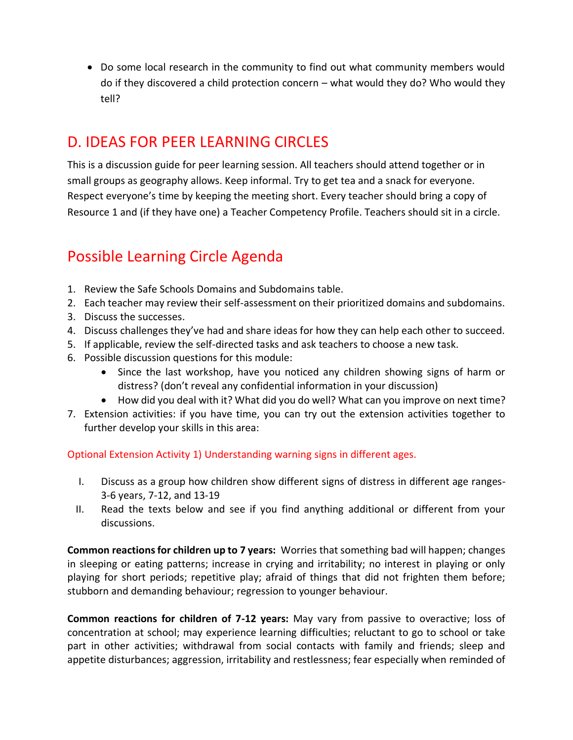- Do some local research in the community to find out what community members would do if they discovered a child protection concern – what would they do? Who would they tell?

## D. IDEAS FOR PEER LEARNING CIRCLES

This is a discussion guide for peer learning session. All teachers should attend together or in small groups as geography allows. Keep informal. Try to get tea and a snack for everyone. Respect everyone's time by keeping the meeting short. Every teacher should bring a copy of Resource 1 and (if they have one) a Teacher Competency Profile. Teachers should sit in a circle.

## Possible Learning Circle Agenda

1. Review the Safe Schools Domains and Subdomains table.
2. Each teacher may review their self-assessment on their prioritized domains and subdomains.
3. Discuss the successes.
4. Discuss challenges they've had and share ideas for how they can help each other to succeed.
5. If applicable, review the self-directed tasks and ask teachers to choose a new task.
6. Possible discussion questions for this module:
   - Since the last workshop, have you noticed any children showing signs of harm or distress? (don't reveal any confidential information in your discussion)
   - How did you deal with it? What did you do well? What can you improve on next time?
7. Extension activities: if you have time, you can try out the extension activities together to further develop your skills in this area:

### Optional Extension Activity 1) Understanding warning signs in different ages.

I. Discuss as a group how children show different signs of distress in different age ranges- 3-6 years, 7-12, and 13-19

II. Read the texts below and see if you find anything additional or different from your discussions.

**Common reactions for children up to 7 years:** Worries that something bad will happen; changes in sleeping or eating patterns; increase in crying and irritability; no interest in playing or only playing for short periods; repetitive play; afraid of things that did not frighten them before; stubborn and demanding behaviour; regression to younger behaviour.

**Common reactions for children of 7-12 years:** May vary from passive to overactive; loss of concentration at school; may experience learning difficulties; reluctant to go to school or take part in other activities; withdrawal from social contacts with family and friends; sleep and appetite disturbances; aggression, irritability and restlessness; fear especially when reminded of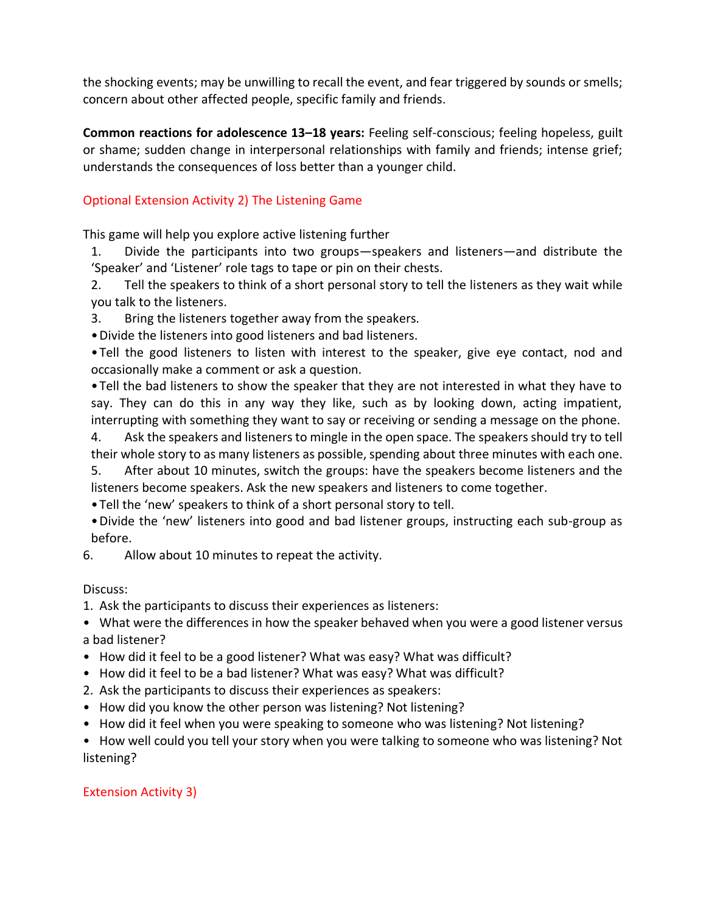the shocking events; may be unwilling to recall the event, and fear triggered by sounds or smells; concern about other affected people, specific family and friends.

**Common reactions for adolescence 13–18 years:** Feeling self-conscious; feeling hopeless, guilt or shame; sudden change in interpersonal relationships with family and friends; intense grief; understands the consequences of loss better than a younger child.

## Optional Extension Activity 2) The Listening Game

This game will help you explore active listening further

1. Divide the participants into two groups—speakers and listeners—and distribute the 'Speaker' and 'Listener' role tags to tape or pin on their chests.
2. Tell the speakers to think of a short personal story to tell the listeners as they wait while you talk to the listeners.
3. Bring the listeners together away from the speakers.
   - Divide the listeners into good listeners and bad listeners.
   - Tell the good listeners to listen with interest to the speaker, give eye contact, nod and occasionally make a comment or ask a question.
   - Tell the bad listeners to show the speaker that they are not interested in what they have to say. They can do this in any way they like, such as by looking down, acting impatient, interrupting with something they want to say or receiving or sending a message on the phone.
4. Ask the speakers and listeners to mingle in the open space. The speakers should try to tell their whole story to as many listeners as possible, spending about three minutes with each one.
5. After about 10 minutes, switch the groups: have the speakers become listeners and the listeners become speakers. Ask the new speakers and listeners to come together.
   - Tell the 'new' speakers to think of a short personal story to tell.
   - Divide the 'new' listeners into good and bad listener groups, instructing each sub-group as before.
6. Allow about 10 minutes to repeat the activity.

Discuss:

1. Ask the participants to discuss their experiences as listeners:
   - What were the differences in how the speaker behaved when you were a good listener versus a bad listener?
   - How did it feel to be a good listener? What was easy? What was difficult?
   - How did it feel to be a bad listener? What was easy? What was difficult?
2. Ask the participants to discuss their experiences as speakers:
   - How did you know the other person was listening? Not listening?
   - How did it feel when you were speaking to someone who was listening? Not listening?
   - How well could you tell your story when you were talking to someone who was listening? Not listening?

## Extension Activity 3)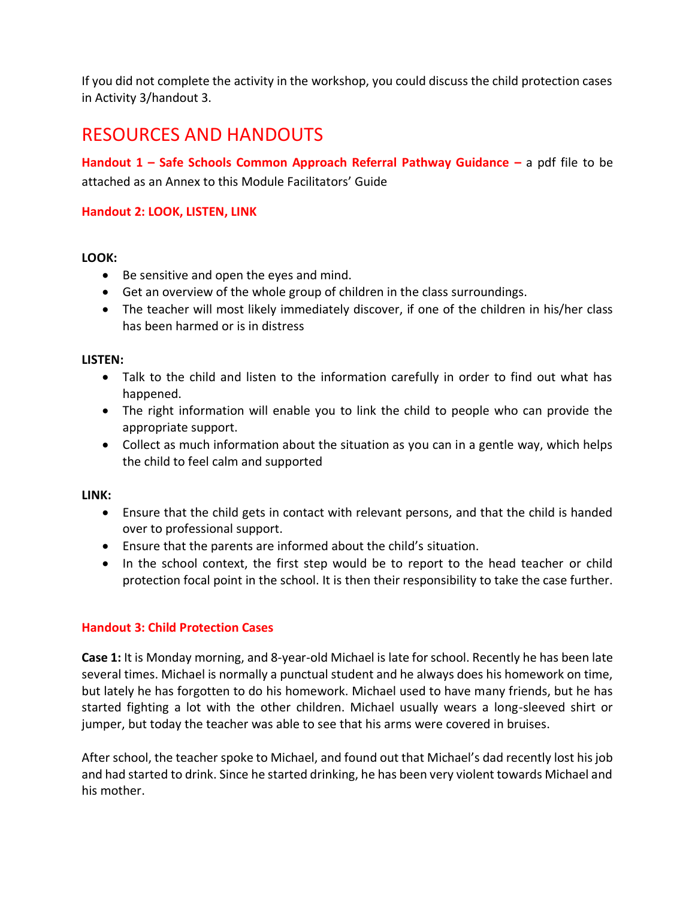If you did not complete the activity in the workshop, you could discuss the child protection cases in Activity 3/handout 3.

## RESOURCES AND HANDOUTS

**Handout 1 – Safe Schools Common Approach Referral Pathway Guidance –** a pdf file to be attached as an Annex to this Module Facilitators' Guide

### Handout 2: LOOK, LISTEN, LINK

**LOOK:**

- Be sensitive and open the eyes and mind.
- Get an overview of the whole group of children in the class surroundings.
- The teacher will most likely immediately discover, if one of the children in his/her class has been harmed or is in distress

**LISTEN:**

- Talk to the child and listen to the information carefully in order to find out what has happened.
- The right information will enable you to link the child to people who can provide the appropriate support.
- Collect as much information about the situation as you can in a gentle way, which helps the child to feel calm and supported

**LINK:**

- Ensure that the child gets in contact with relevant persons, and that the child is handed over to professional support.
- Ensure that the parents are informed about the child's situation.
- In the school context, the first step would be to report to the head teacher or child protection focal point in the school. It is then their responsibility to take the case further.

### Handout 3: Child Protection Cases

**Case 1:** It is Monday morning, and 8-year-old Michael is late for school. Recently he has been late several times. Michael is normally a punctual student and he always does his homework on time, but lately he has forgotten to do his homework. Michael used to have many friends, but he has started fighting a lot with the other children. Michael usually wears a long-sleeved shirt or jumper, but today the teacher was able to see that his arms were covered in bruises.

After school, the teacher spoke to Michael, and found out that Michael's dad recently lost his job and had started to drink. Since he started drinking, he has been very violent towards Michael and his mother.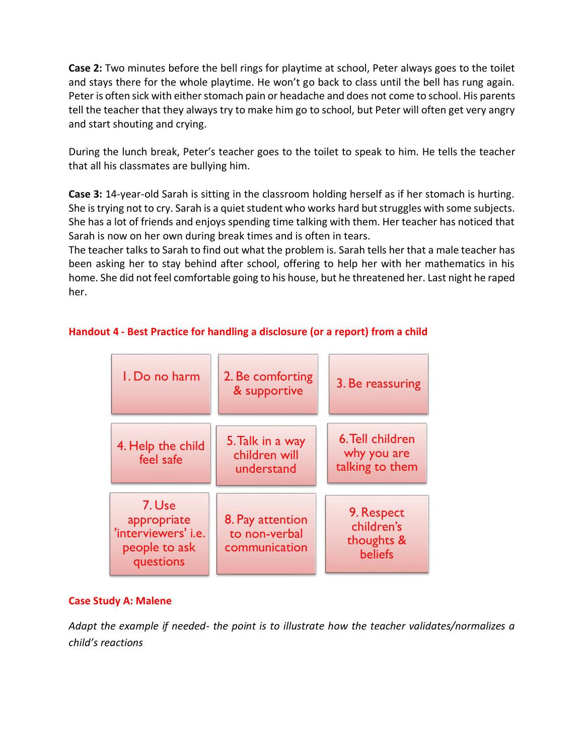**Case 2:** Two minutes before the bell rings for playtime at school, Peter always goes to the toilet and stays there for the whole playtime. He won't go back to class until the bell has rung again. Peter is often sick with either stomach pain or headache and does not come to school. His parents tell the teacher that they always try to make him go to school, but Peter will often get very angry and start shouting and crying.

During the lunch break, Peter's teacher goes to the toilet to speak to him. He tells the teacher that all his classmates are bullying him.

**Case 3:** 14-year-old Sarah is sitting in the classroom holding herself as if her stomach is hurting. She is trying not to cry. Sarah is a quiet student who works hard but struggles with some subjects. She has a lot of friends and enjoys spending time talking with them. Her teacher has noticed that Sarah is now on her own during break times and is often in tears.
The teacher talks to Sarah to find out what the problem is. Sarah tells her that a male teacher has been asking her to stay behind after school, offering to help her with her mathematics in his home. She did not feel comfortable going to his house, but he threatened her. Last night he raped her.

## Handout 4 - Best Practice for handling a disclosure (or a report) from a child

| | | |
|---|---|---|
| 1. Do no harm | 2. Be comforting & supportive | 3. Be reassuring |
| 4. Help the child feel safe | 5. Talk in a way children will understand | 6. Tell children why you are talking to them |
| 7. Use appropriate 'interviewers' i.e. people to ask questions | 8. Pay attention to non-verbal communication | 9. Respect children's thoughts & beliefs |

## Case Study A: Malene

*Adapt the example if needed- the point is to illustrate how the teacher validates/normalizes a child's reactions*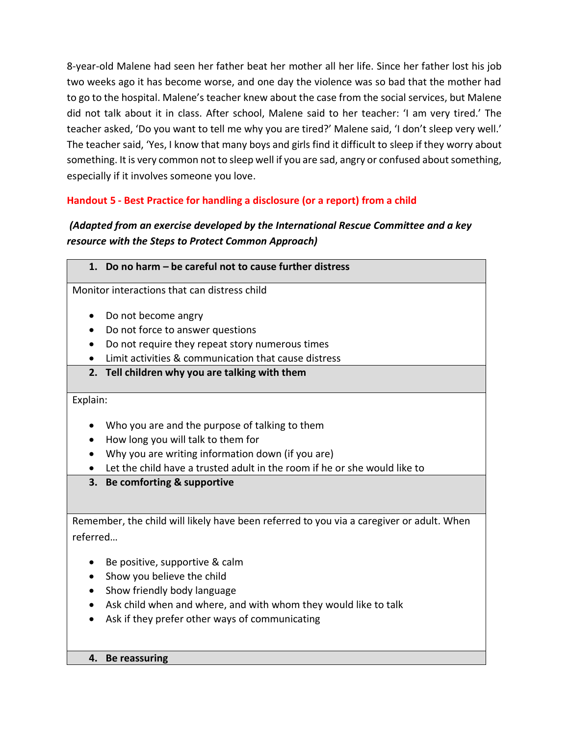8-year-old Malene had seen her father beat her mother all her life. Since her father lost his job two weeks ago it has become worse, and one day the violence was so bad that the mother had to go to the hospital. Malene's teacher knew about the case from the social services, but Malene did not talk about it in class. After school, Malene said to her teacher: 'I am very tired.' The teacher asked, 'Do you want to tell me why you are tired?' Malene said, 'I don't sleep very well.' The teacher said, 'Yes, I know that many boys and girls find it difficult to sleep if they worry about something. It is very common not to sleep well if you are sad, angry or confused about something, especially if it involves someone you love.

### Handout 5 - Best Practice for handling a disclosure (or a report) from a child

***(Adapted from an exercise developed by the International Rescue Committee and a key resource with the Steps to Protect Common Approach)***

| **1. Do no harm – be careful not to cause further distress** |
|---|
| Monitor interactions that can distress child<br><br>• Do not become angry<br>• Do not force to answer questions<br>• Do not require they repeat story numerous times<br>• Limit activities & communication that cause distress |
| **2. Tell children why you are talking with them** |
| Explain:<br><br>• Who you are and the purpose of talking to them<br>• How long you will talk to them for<br>• Why you are writing information down (if you are)<br>• Let the child have a trusted adult in the room if he or she would like to |
| **3. Be comforting & supportive** |
| Remember, the child will likely have been referred to you via a caregiver or adult. When referred…<br><br>• Be positive, supportive & calm<br>• Show you believe the child<br>• Show friendly body language<br>• Ask child when and where, and with whom they would like to talk<br>• Ask if they prefer other ways of communicating |
| **4. Be reassuring** |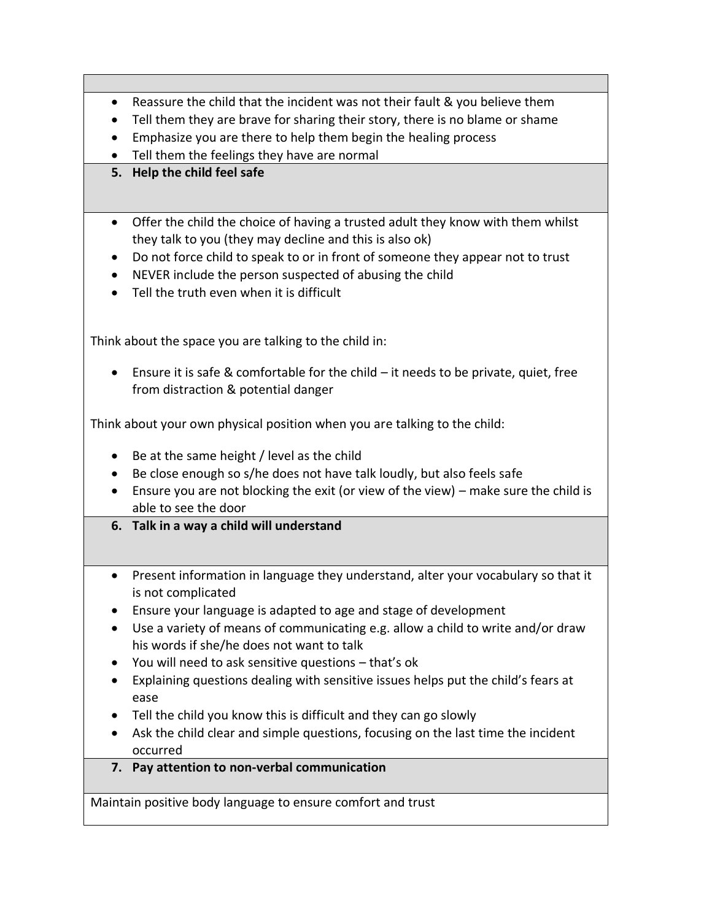- Reassure the child that the incident was not their fault & you believe them
- Tell them they are brave for sharing their story, there is no blame or shame
- Emphasize you are there to help them begin the healing process
- Tell them the feelings they have are normal

**5. Help the child feel safe**

- Offer the child the choice of having a trusted adult they know with them whilst they talk to you (they may decline and this is also ok)
- Do not force child to speak to or in front of someone they appear not to trust
- NEVER include the person suspected of abusing the child
- Tell the truth even when it is difficult

Think about the space you are talking to the child in:

- Ensure it is safe & comfortable for the child – it needs to be private, quiet, free from distraction & potential danger

Think about your own physical position when you are talking to the child:

- Be at the same height / level as the child
- Be close enough so s/he does not have talk loudly, but also feels safe
- Ensure you are not blocking the exit (or view of the view) – make sure the child is able to see the door

**6. Talk in a way a child will understand**

- Present information in language they understand, alter your vocabulary so that it is not complicated
- Ensure your language is adapted to age and stage of development
- Use a variety of means of communicating e.g. allow a child to write and/or draw his words if she/he does not want to talk
- You will need to ask sensitive questions – that's ok
- Explaining questions dealing with sensitive issues helps put the child's fears at ease
- Tell the child you know this is difficult and they can go slowly
- Ask the child clear and simple questions, focusing on the last time the incident occurred

**7. Pay attention to non-verbal communication**

Maintain positive body language to ensure comfort and trust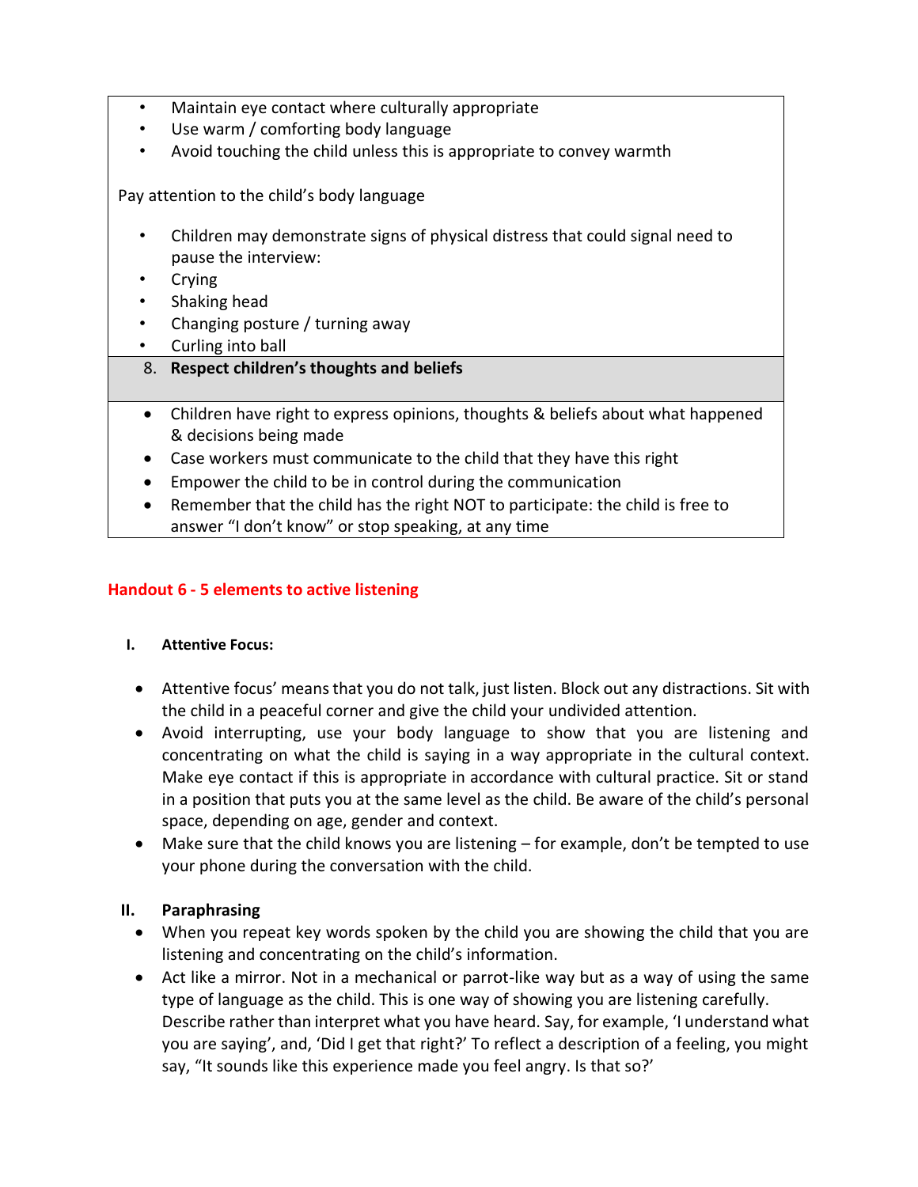- Maintain eye contact where culturally appropriate
- Use warm / comforting body language
- Avoid touching the child unless this is appropriate to convey warmth

Pay attention to the child's body language

- Children may demonstrate signs of physical distress that could signal need to pause the interview:
- Crying
- Shaking head
- Changing posture / turning away
- Curling into ball

8. **Respect children's thoughts and beliefs**

- Children have right to express opinions, thoughts & beliefs about what happened & decisions being made
- Case workers must communicate to the child that they have this right
- Empower the child to be in control during the communication
- Remember that the child has the right NOT to participate: the child is free to answer "I don't know" or stop speaking, at any time

## Handout 6 - 5 elements to active listening

### I. Attentive Focus:

- Attentive focus' means that you do not talk, just listen. Block out any distractions. Sit with the child in a peaceful corner and give the child your undivided attention.
- Avoid interrupting, use your body language to show that you are listening and concentrating on what the child is saying in a way appropriate in the cultural context. Make eye contact if this is appropriate in accordance with cultural practice. Sit or stand in a position that puts you at the same level as the child. Be aware of the child's personal space, depending on age, gender and context.
- Make sure that the child knows you are listening – for example, don't be tempted to use your phone during the conversation with the child.

### II. Paraphrasing

- When you repeat key words spoken by the child you are showing the child that you are listening and concentrating on the child's information.
- Act like a mirror. Not in a mechanical or parrot-like way but as a way of using the same type of language as the child. This is one way of showing you are listening carefully. Describe rather than interpret what you have heard. Say, for example, 'I understand what you are saying', and, 'Did I get that right?' To reflect a description of a feeling, you might say, "It sounds like this experience made you feel angry. Is that so?'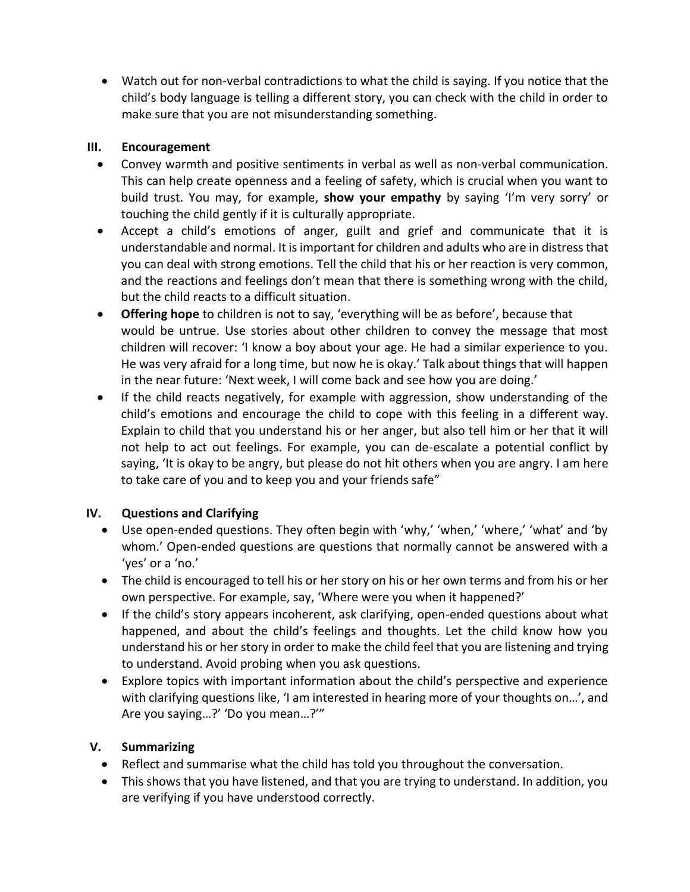- Watch out for non-verbal contradictions to what the child is saying. If you notice that the child's body language is telling a different story, you can check with the child in order to make sure that you are not misunderstanding something.

### III. Encouragement

- Convey warmth and positive sentiments in verbal as well as non-verbal communication. This can help create openness and a feeling of safety, which is crucial when you want to build trust. You may, for example, **show your empathy** by saying 'I'm very sorry' or touching the child gently if it is culturally appropriate.
- Accept a child's emotions of anger, guilt and grief and communicate that it is understandable and normal. It is important for children and adults who are in distress that you can deal with strong emotions. Tell the child that his or her reaction is very common, and the reactions and feelings don't mean that there is something wrong with the child, but the child reacts to a difficult situation.
- **Offering hope** to children is not to say, 'everything will be as before', because that would be untrue. Use stories about other children to convey the message that most children will recover: 'I know a boy about your age. He had a similar experience to you. He was very afraid for a long time, but now he is okay.' Talk about things that will happen in the near future: 'Next week, I will come back and see how you are doing.'
- If the child reacts negatively, for example with aggression, show understanding of the child's emotions and encourage the child to cope with this feeling in a different way. Explain to child that you understand his or her anger, but also tell him or her that it will not help to act out feelings. For example, you can de-escalate a potential conflict by saying, 'It is okay to be angry, but please do not hit others when you are angry. I am here to take care of you and to keep you and your friends safe"

### IV. Questions and Clarifying

- Use open-ended questions. They often begin with 'why,' 'when,' 'where,' 'what' and 'by whom.' Open-ended questions are questions that normally cannot be answered with a 'yes' or a 'no.'
- The child is encouraged to tell his or her story on his or her own terms and from his or her own perspective. For example, say, 'Where were you when it happened?'
- If the child's story appears incoherent, ask clarifying, open-ended questions about what happened, and about the child's feelings and thoughts. Let the child know how you understand his or her story in order to make the child feel that you are listening and trying to understand. Avoid probing when you ask questions.
- Explore topics with important information about the child's perspective and experience with clarifying questions like, 'I am interested in hearing more of your thoughts on…', and Are you saying…?' 'Do you mean…?'"

### V. Summarizing

- Reflect and summarise what the child has told you throughout the conversation.
- This shows that you have listened, and that you are trying to understand. In addition, you are verifying if you have understood correctly.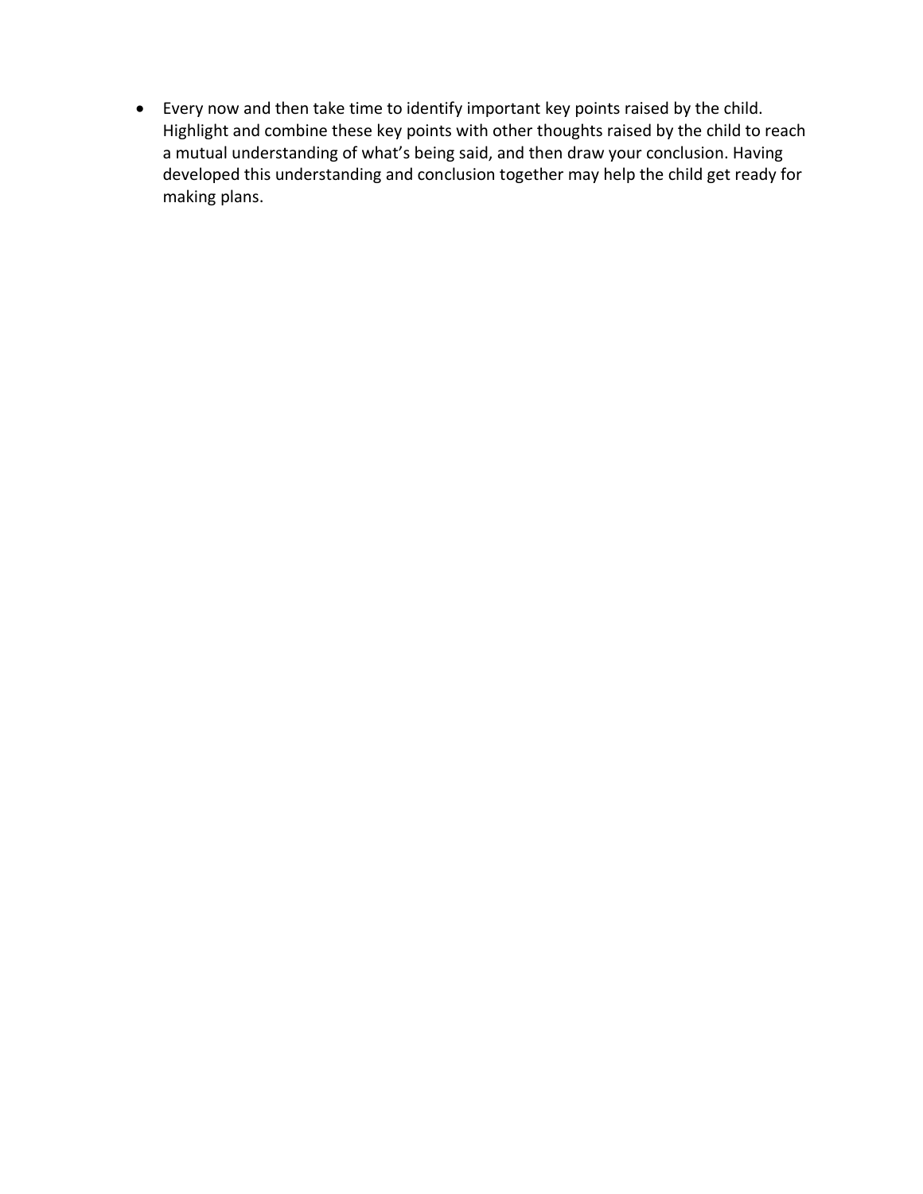- Every now and then take time to identify important key points raised by the child. Highlight and combine these key points with other thoughts raised by the child to reach a mutual understanding of what's being said, and then draw your conclusion. Having developed this understanding and conclusion together may help the child get ready for making plans.